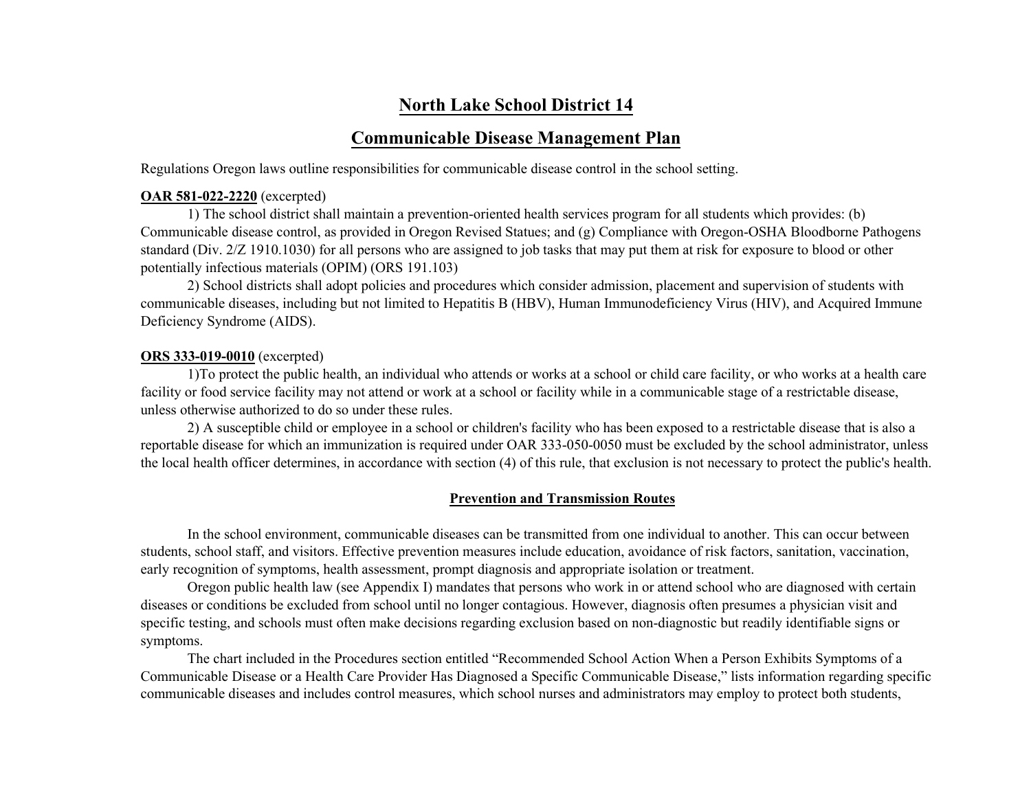# North Lake School District 14

## Communicable Disease Management Plan

Regulations Oregon laws outline responsibilities for communicable disease control in the school setting.

**OAR 581-022-2220** (excerpted)

1) The school district shall maintain a prevention-oriented health services program for all students which provides: (b) Communicable disease control, as provided in Oregon Revised Statues; and (g) Compliance with Oregon-OSHA Bloodborne Pathogens standard (Div. 2/Z 1910.1030) for all persons who are assigned to job tasks that may put them at risk for exposure to blood or other potentially infectious materials (OPIM) (ORS 191.103)

2) School districts shall adopt policies and procedures which consider admission, placement and supervision of students with communicable diseases, including but not limited to Hepatitis B (HBV), Human Immunodeficiency Virus (HIV), and Acquired Immune Deficiency Syndrome (AIDS).

**ORS 333-019-0010** (excerpted)

1)To protect the public health, an individual who attends or works at a school or child care facility, or who works at a health care facility or food service facility may not attend or work at a school or facility while in a communicable stage of a restrictable disease, unless otherwise authorized to do so under these rules.

2) A susceptible child or employee in a school or children's facility who has been exposed to a restrictable disease that is also a reportable disease for which an immunization is required under OAR 333-050-0050 must be excluded by the school administrator, unless the local health officer determines, in accordance with section (4) of this rule, that exclusion is not necessary to protect the public's health.

### Prevention and Transmission Routes

In the school environment, communicable diseases can be transmitted from one individual to another. This can occur between students, school staff, and visitors. Effective prevention measures include education, avoidance of risk factors, sanitation, vaccination, early recognition of symptoms, health assessment, prompt diagnosis and appropriate isolation or treatment.

Oregon public health law (see Appendix I) mandates that persons who work in or attend school who are diagnosed with certain diseases or conditions be excluded from school until no longer contagious. However, diagnosis often presumes a physician visit and specific testing, and schools must often make decisions regarding exclusion based on non-diagnostic but readily identifiable signs or symptoms.

The chart included in the Procedures section entitled "Recommended School Action When a Person Exhibits Symptoms of a Communicable Disease or a Health Care Provider Has Diagnosed a Specific Communicable Disease," lists information regarding specific communicable diseases and includes control measures, which school nurses and administrators may employ to protect both students,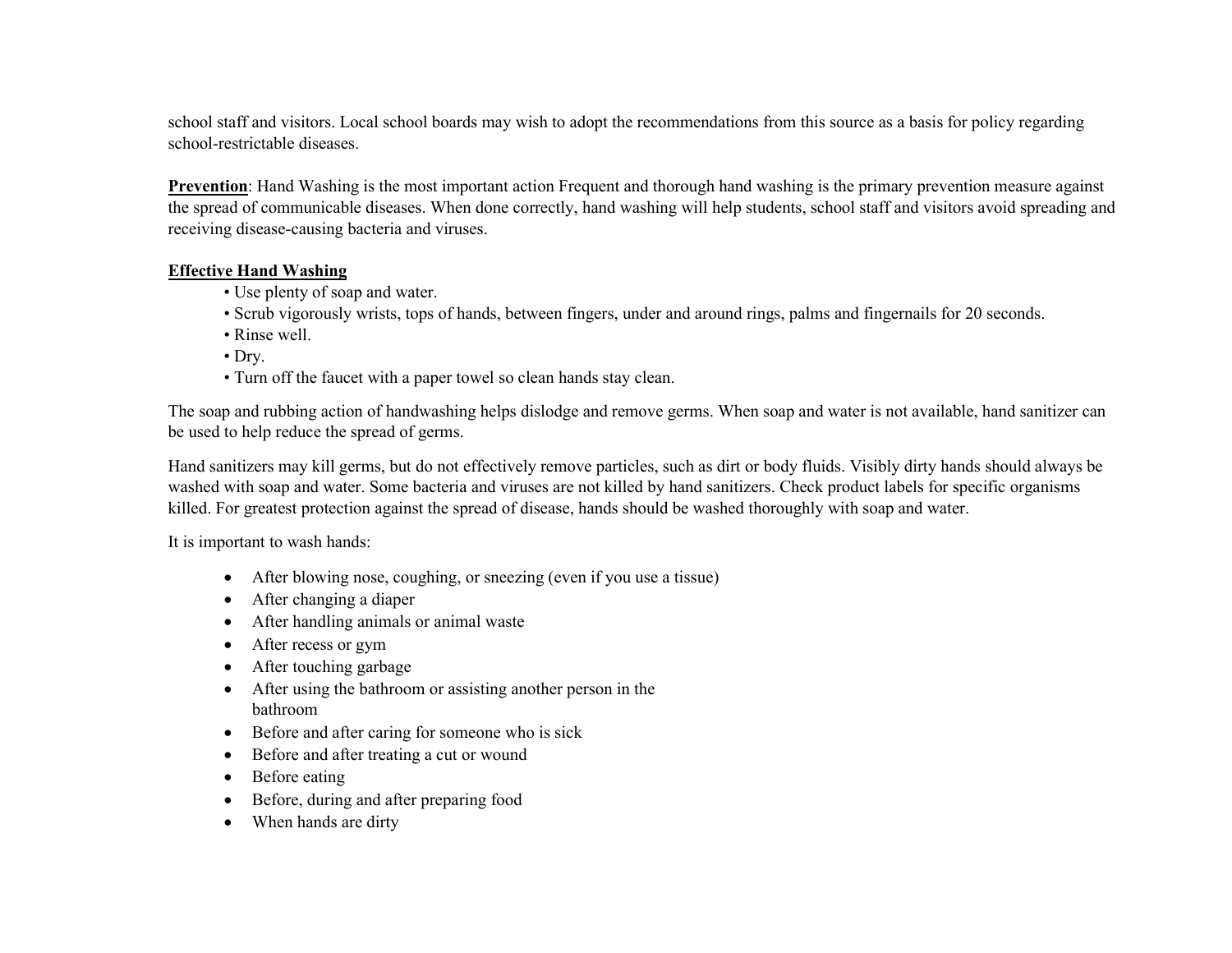school staff and visitors. Local school boards may wish to adopt the recommendations from this source as a basis for policy regarding school-restrictable diseases.

**Prevention**: Hand Washing is the most important action Frequent and thorough hand washing is the primary prevention measure against the spread of communicable diseases. When done correctly, hand washing will help students, school staff and visitors avoid spreading and receiving disease-causing bacteria and viruses.

**Effective Hand Washing**

- Use plenty of soap and water.
- Scrub vigorously wrists, tops of hands, between fingers, under and around rings, palms and fingernails for 20 seconds.
- Rinse well.
- Dry.
- Turn off the faucet with a paper towel so clean hands stay clean.

The soap and rubbing action of handwashing helps dislodge and remove germs. When soap and water is not available, hand sanitizer can be used to help reduce the spread of germs.

Hand sanitizers may kill germs, but do not effectively remove particles, such as dirt or body fluids. Visibly dirty hands should always be washed with soap and water. Some bacteria and viruses are not killed by hand sanitizers. Check product labels for specific organisms killed. For greatest protection against the spread of disease, hands should be washed thoroughly with soap and water.

It is important to wash hands:

- After blowing nose, coughing, or sneezing (even if you use a tissue)
- After changing a diaper
- After handling animals or animal waste
- After recess or gym
- After touching garbage
- After using the bathroom or assisting another person in the bathroom
- Before and after caring for someone who is sick
- Before and after treating a cut or wound
- Before eating
- Before, during and after preparing food
- When hands are dirty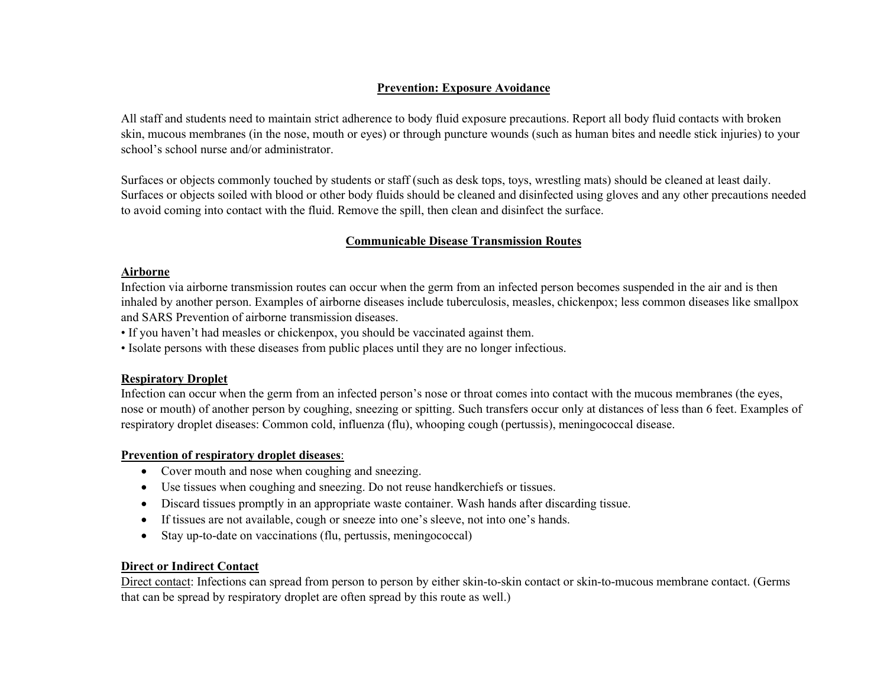## Prevention: Exposure Avoidance

All staff and students need to maintain strict adherence to body fluid exposure precautions. Report all body fluid contacts with broken skin, mucous membranes (in the nose, mouth or eyes) or through puncture wounds (such as human bites and needle stick injuries) to your school's school nurse and/or administrator.

Surfaces or objects commonly touched by students or staff (such as desk tops, toys, wrestling mats) should be cleaned at least daily. Surfaces or objects soiled with blood or other body fluids should be cleaned and disinfected using gloves and any other precautions needed to avoid coming into contact with the fluid. Remove the spill, then clean and disinfect the surface.

## Communicable Disease Transmission Routes

### Airborne

Infection via airborne transmission routes can occur when the germ from an infected person becomes suspended in the air and is then inhaled by another person. Examples of airborne diseases include tuberculosis, measles, chickenpox; less common diseases like smallpox and SARS Prevention of airborne transmission diseases.

- If you haven't had measles or chickenpox, you should be vaccinated against them.
- Isolate persons with these diseases from public places until they are no longer infectious.

### Respiratory Droplet

Infection can occur when the germ from an infected person's nose or throat comes into contact with the mucous membranes (the eyes, nose or mouth) of another person by coughing, sneezing or spitting. Such transfers occur only at distances of less than 6 feet. Examples of respiratory droplet diseases: Common cold, influenza (flu), whooping cough (pertussis), meningococcal disease.

**Prevention of respiratory droplet diseases**:

- Cover mouth and nose when coughing and sneezing.
- Use tissues when coughing and sneezing. Do not reuse handkerchiefs or tissues.
- Discard tissues promptly in an appropriate waste container. Wash hands after discarding tissue.
- If tissues are not available, cough or sneeze into one's sleeve, not into one's hands.
- Stay up-to-date on vaccinations (flu, pertussis, meningococcal)

### Direct or Indirect Contact

Direct contact: Infections can spread from person to person by either skin-to-skin contact or skin-to-mucous membrane contact. (Germs that can be spread by respiratory droplet are often spread by this route as well.)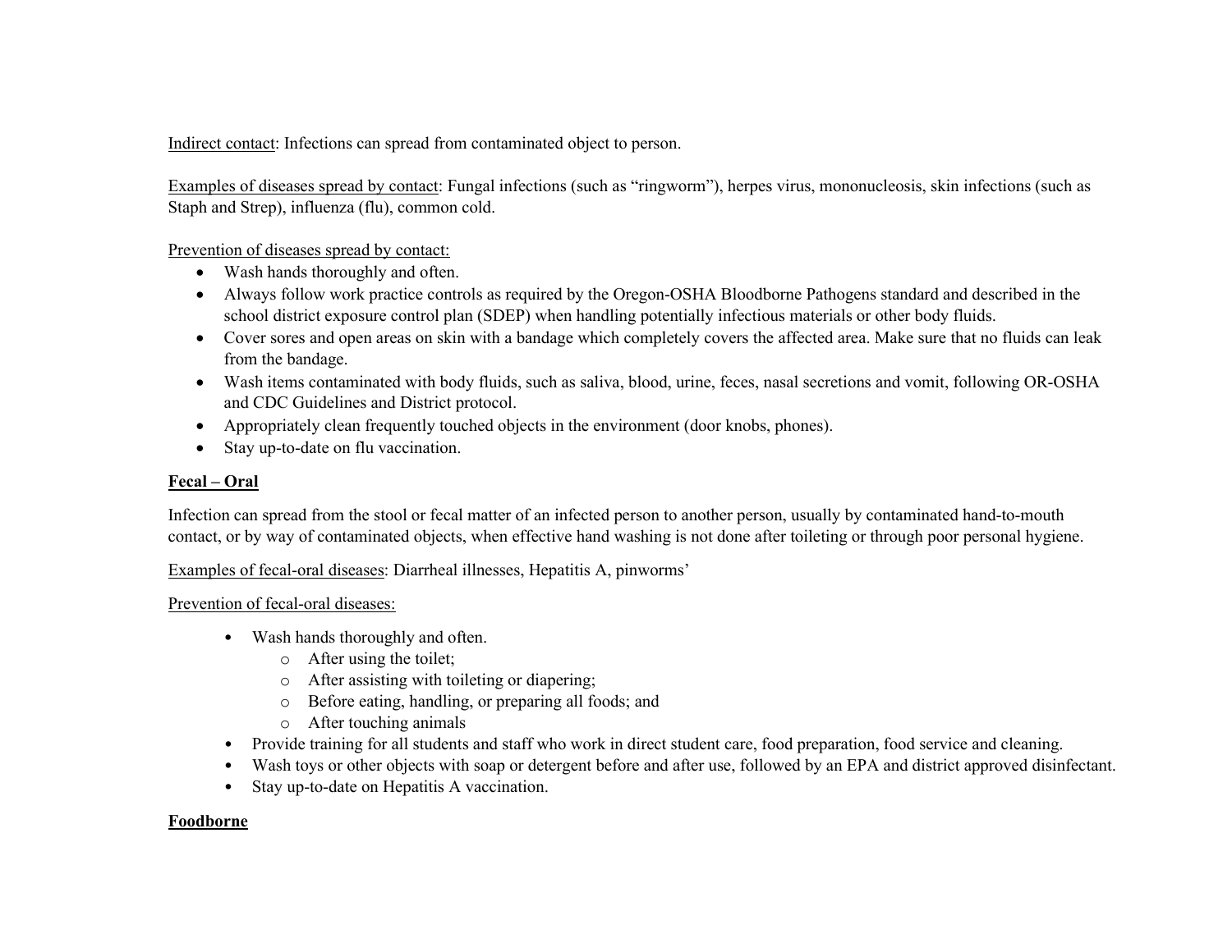Indirect contact: Infections can spread from contaminated object to person.

Examples of diseases spread by contact: Fungal infections (such as "ringworm"), herpes virus, mononucleosis, skin infections (such as Staph and Strep), influenza (flu), common cold.

Prevention of diseases spread by contact:

- Wash hands thoroughly and often.
- Always follow work practice controls as required by the Oregon-OSHA Bloodborne Pathogens standard and described in the school district exposure control plan (SDEP) when handling potentially infectious materials or other body fluids.
- Cover sores and open areas on skin with a bandage which completely covers the affected area. Make sure that no fluids can leak from the bandage.
- Wash items contaminated with body fluids, such as saliva, blood, urine, feces, nasal secretions and vomit, following OR-OSHA and CDC Guidelines and District protocol.
- Appropriately clean frequently touched objects in the environment (door knobs, phones).
- Stay up-to-date on flu vaccination.

**Fecal – Oral**

Infection can spread from the stool or fecal matter of an infected person to another person, usually by contaminated hand-to-mouth contact, or by way of contaminated objects, when effective hand washing is not done after toileting or through poor personal hygiene.

Examples of fecal-oral diseases: Diarrheal illnesses, Hepatitis A, pinworms'

Prevention of fecal-oral diseases:

- Wash hands thoroughly and often.
  - After using the toilet;
  - After assisting with toileting or diapering;
  - Before eating, handling, or preparing all foods; and
  - After touching animals
- Provide training for all students and staff who work in direct student care, food preparation, food service and cleaning.
- Wash toys or other objects with soap or detergent before and after use, followed by an EPA and district approved disinfectant.
- Stay up-to-date on Hepatitis A vaccination.

**Foodborne**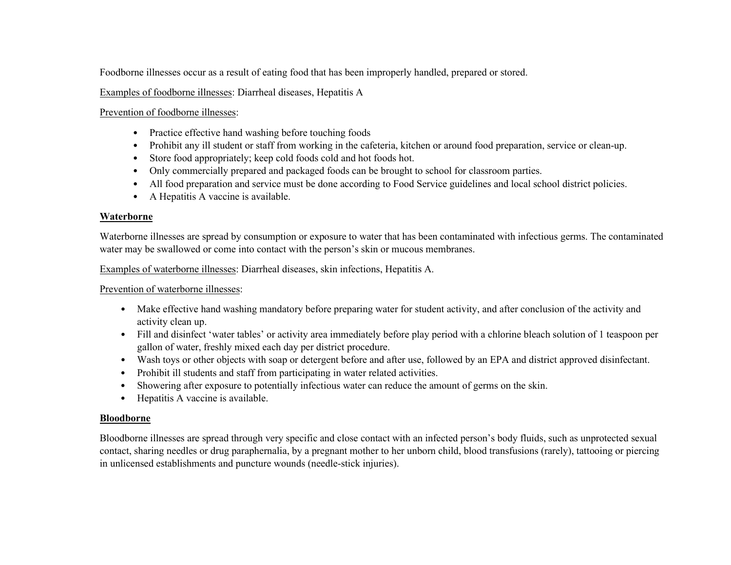Foodborne illnesses occur as a result of eating food that has been improperly handled, prepared or stored.

Examples of foodborne illnesses: Diarrheal diseases, Hepatitis A

Prevention of foodborne illnesses:

- Practice effective hand washing before touching foods
- Prohibit any ill student or staff from working in the cafeteria, kitchen or around food preparation, service or clean-up.
- Store food appropriately; keep cold foods cold and hot foods hot.
- Only commercially prepared and packaged foods can be brought to school for classroom parties.
- All food preparation and service must be done according to Food Service guidelines and local school district policies.
- A Hepatitis A vaccine is available.

**Waterborne**

Waterborne illnesses are spread by consumption or exposure to water that has been contaminated with infectious germs. The contaminated water may be swallowed or come into contact with the person's skin or mucous membranes.

Examples of waterborne illnesses: Diarrheal diseases, skin infections, Hepatitis A.

Prevention of waterborne illnesses:

- Make effective hand washing mandatory before preparing water for student activity, and after conclusion of the activity and activity clean up.
- Fill and disinfect 'water tables' or activity area immediately before play period with a chlorine bleach solution of 1 teaspoon per gallon of water, freshly mixed each day per district procedure.
- Wash toys or other objects with soap or detergent before and after use, followed by an EPA and district approved disinfectant.
- Prohibit ill students and staff from participating in water related activities.
- Showering after exposure to potentially infectious water can reduce the amount of germs on the skin.
- Hepatitis A vaccine is available.

**Bloodborne**

Bloodborne illnesses are spread through very specific and close contact with an infected person's body fluids, such as unprotected sexual contact, sharing needles or drug paraphernalia, by a pregnant mother to her unborn child, blood transfusions (rarely), tattooing or piercing in unlicensed establishments and puncture wounds (needle-stick injuries).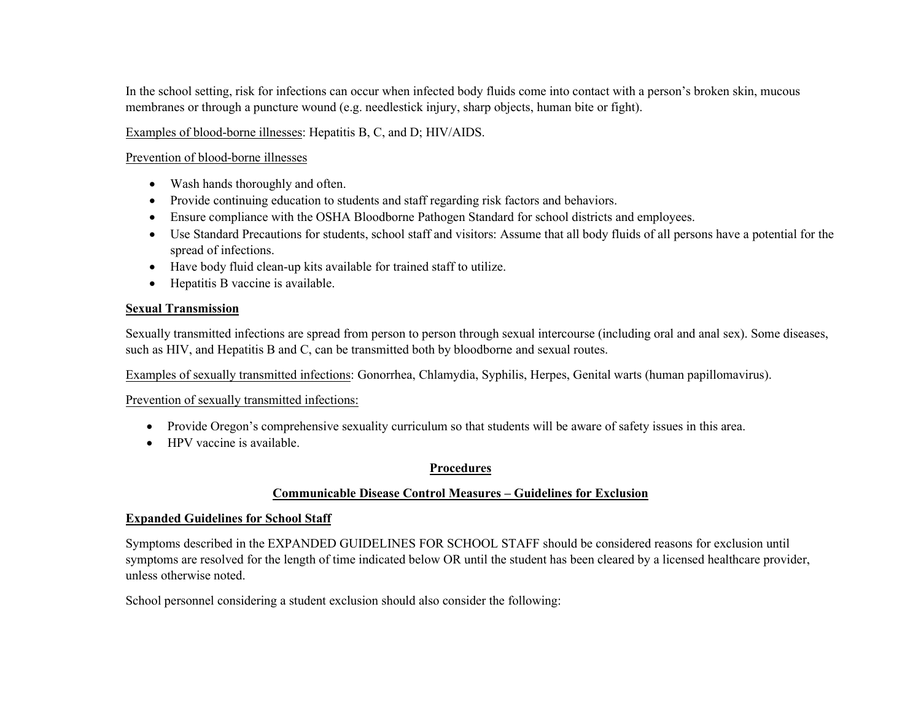In the school setting, risk for infections can occur when infected body fluids come into contact with a person's broken skin, mucous membranes or through a puncture wound (e.g. needlestick injury, sharp objects, human bite or fight).

Examples of blood-borne illnesses: Hepatitis B, C, and D; HIV/AIDS.

Prevention of blood-borne illnesses

- Wash hands thoroughly and often.
- Provide continuing education to students and staff regarding risk factors and behaviors.
- Ensure compliance with the OSHA Bloodborne Pathogen Standard for school districts and employees.
- Use Standard Precautions for students, school staff and visitors: Assume that all body fluids of all persons have a potential for the spread of infections.
- Have body fluid clean-up kits available for trained staff to utilize.
- Hepatitis B vaccine is available.

**Sexual Transmission**

Sexually transmitted infections are spread from person to person through sexual intercourse (including oral and anal sex). Some diseases, such as HIV, and Hepatitis B and C, can be transmitted both by bloodborne and sexual routes.

Examples of sexually transmitted infections: Gonorrhea, Chlamydia, Syphilis, Herpes, Genital warts (human papillomavirus).

Prevention of sexually transmitted infections:

- Provide Oregon's comprehensive sexuality curriculum so that students will be aware of safety issues in this area.
- HPV vaccine is available.

## Procedures

## Communicable Disease Control Measures – Guidelines for Exclusion

### Expanded Guidelines for School Staff

Symptoms described in the EXPANDED GUIDELINES FOR SCHOOL STAFF should be considered reasons for exclusion until symptoms are resolved for the length of time indicated below OR until the student has been cleared by a licensed healthcare provider, unless otherwise noted.

School personnel considering a student exclusion should also consider the following: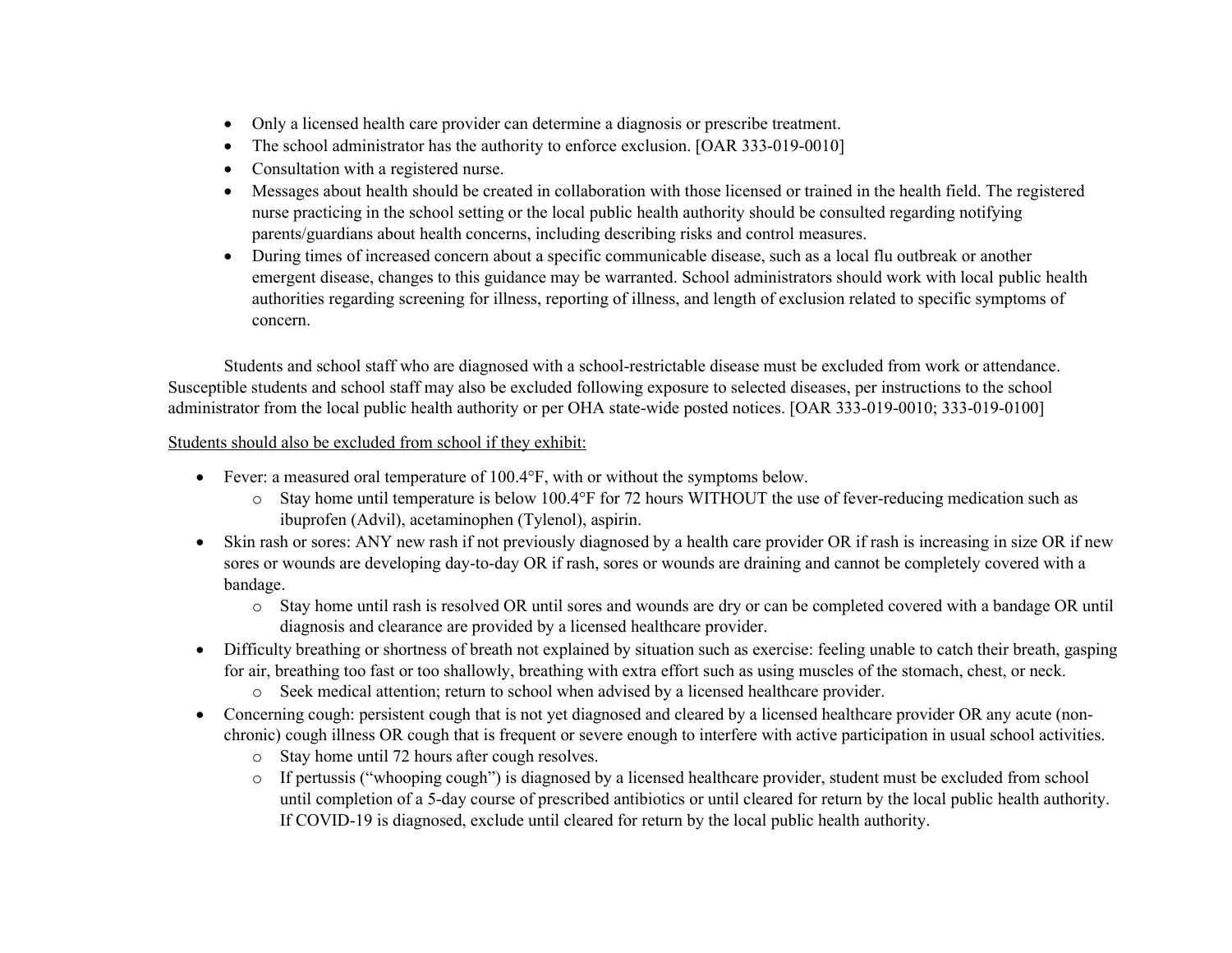- Only a licensed health care provider can determine a diagnosis or prescribe treatment.
- The school administrator has the authority to enforce exclusion. [OAR 333-019-0010]
- Consultation with a registered nurse.
- Messages about health should be created in collaboration with those licensed or trained in the health field. The registered nurse practicing in the school setting or the local public health authority should be consulted regarding notifying parents/guardians about health concerns, including describing risks and control measures.
- During times of increased concern about a specific communicable disease, such as a local flu outbreak or another emergent disease, changes to this guidance may be warranted. School administrators should work with local public health authorities regarding screening for illness, reporting of illness, and length of exclusion related to specific symptoms of concern.

Students and school staff who are diagnosed with a school-restrictable disease must be excluded from work or attendance. Susceptible students and school staff may also be excluded following exposure to selected diseases, per instructions to the school administrator from the local public health authority or per OHA state-wide posted notices. [OAR 333-019-0010; 333-019-0100]

<u>Students should also be excluded from school if they exhibit:</u>

- Fever: a measured oral temperature of 100.4°F, with or without the symptoms below.
  - Stay home until temperature is below 100.4°F for 72 hours WITHOUT the use of fever-reducing medication such as ibuprofen (Advil), acetaminophen (Tylenol), aspirin.
- Skin rash or sores: ANY new rash if not previously diagnosed by a health care provider OR if rash is increasing in size OR if new sores or wounds are developing day-to-day OR if rash, sores or wounds are draining and cannot be completely covered with a bandage.
  - Stay home until rash is resolved OR until sores and wounds are dry or can be completed covered with a bandage OR until diagnosis and clearance are provided by a licensed healthcare provider.
- Difficulty breathing or shortness of breath not explained by situation such as exercise: feeling unable to catch their breath, gasping for air, breathing too fast or too shallowly, breathing with extra effort such as using muscles of the stomach, chest, or neck.
  - Seek medical attention; return to school when advised by a licensed healthcare provider.
- Concerning cough: persistent cough that is not yet diagnosed and cleared by a licensed healthcare provider OR any acute (non-chronic) cough illness OR cough that is frequent or severe enough to interfere with active participation in usual school activities.
  - Stay home until 72 hours after cough resolves.
  - If pertussis ("whooping cough") is diagnosed by a licensed healthcare provider, student must be excluded from school until completion of a 5-day course of prescribed antibiotics or until cleared for return by the local public health authority. If COVID-19 is diagnosed, exclude until cleared for return by the local public health authority.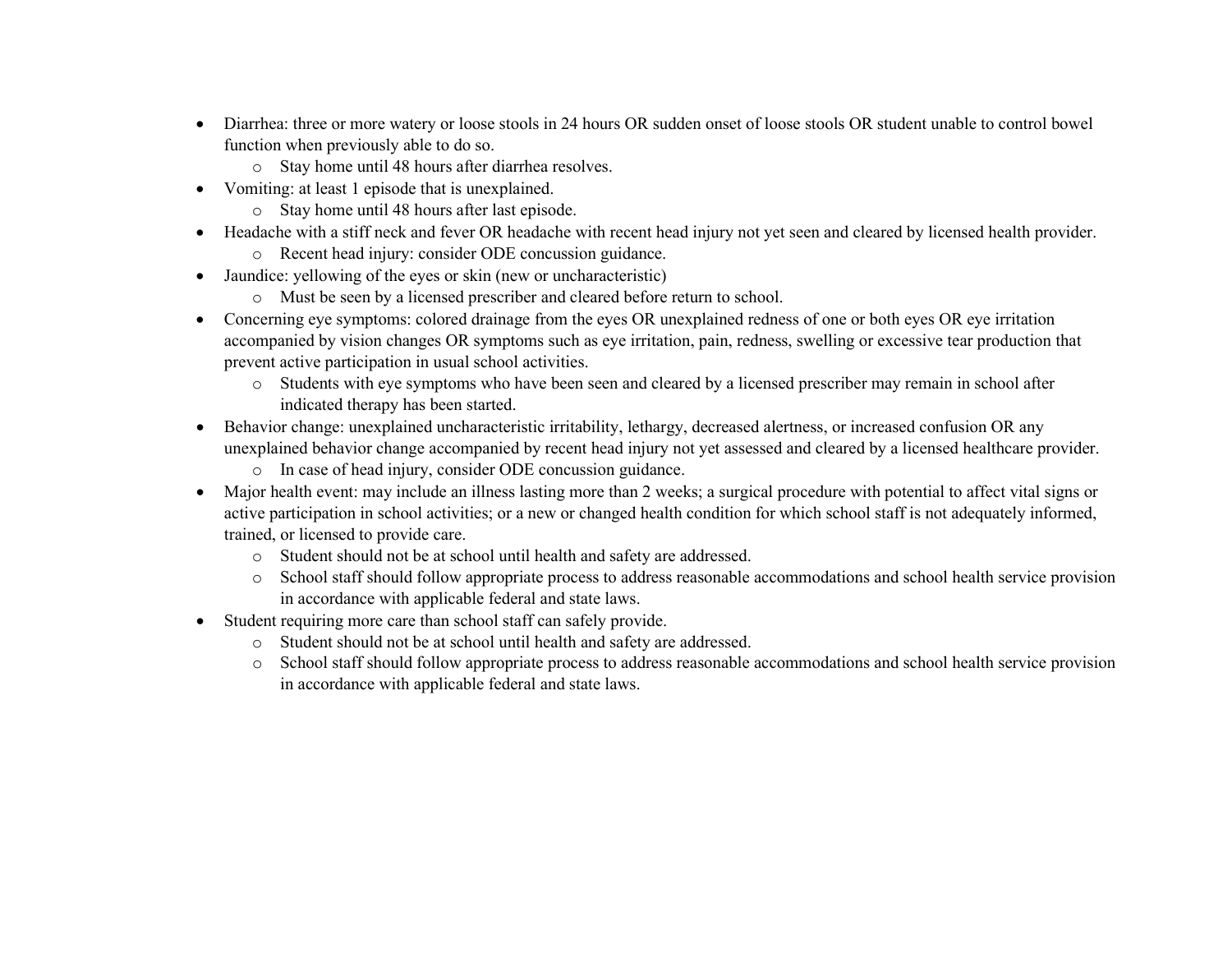- Diarrhea: three or more watery or loose stools in 24 hours OR sudden onset of loose stools OR student unable to control bowel function when previously able to do so.
  - Stay home until 48 hours after diarrhea resolves.
- Vomiting: at least 1 episode that is unexplained.
  - Stay home until 48 hours after last episode.
- Headache with a stiff neck and fever OR headache with recent head injury not yet seen and cleared by licensed health provider.
  - Recent head injury: consider ODE concussion guidance.
- Jaundice: yellowing of the eyes or skin (new or uncharacteristic)
  - Must be seen by a licensed prescriber and cleared before return to school.
- Concerning eye symptoms: colored drainage from the eyes OR unexplained redness of one or both eyes OR eye irritation accompanied by vision changes OR symptoms such as eye irritation, pain, redness, swelling or excessive tear production that prevent active participation in usual school activities.
  - Students with eye symptoms who have been seen and cleared by a licensed prescriber may remain in school after indicated therapy has been started.
- Behavior change: unexplained uncharacteristic irritability, lethargy, decreased alertness, or increased confusion OR any unexplained behavior change accompanied by recent head injury not yet assessed and cleared by a licensed healthcare provider.
  - In case of head injury, consider ODE concussion guidance.
- Major health event: may include an illness lasting more than 2 weeks; a surgical procedure with potential to affect vital signs or active participation in school activities; or a new or changed health condition for which school staff is not adequately informed, trained, or licensed to provide care.
  - Student should not be at school until health and safety are addressed.
  - School staff should follow appropriate process to address reasonable accommodations and school health service provision in accordance with applicable federal and state laws.
- Student requiring more care than school staff can safely provide.
  - Student should not be at school until health and safety are addressed.
  - School staff should follow appropriate process to address reasonable accommodations and school health service provision in accordance with applicable federal and state laws.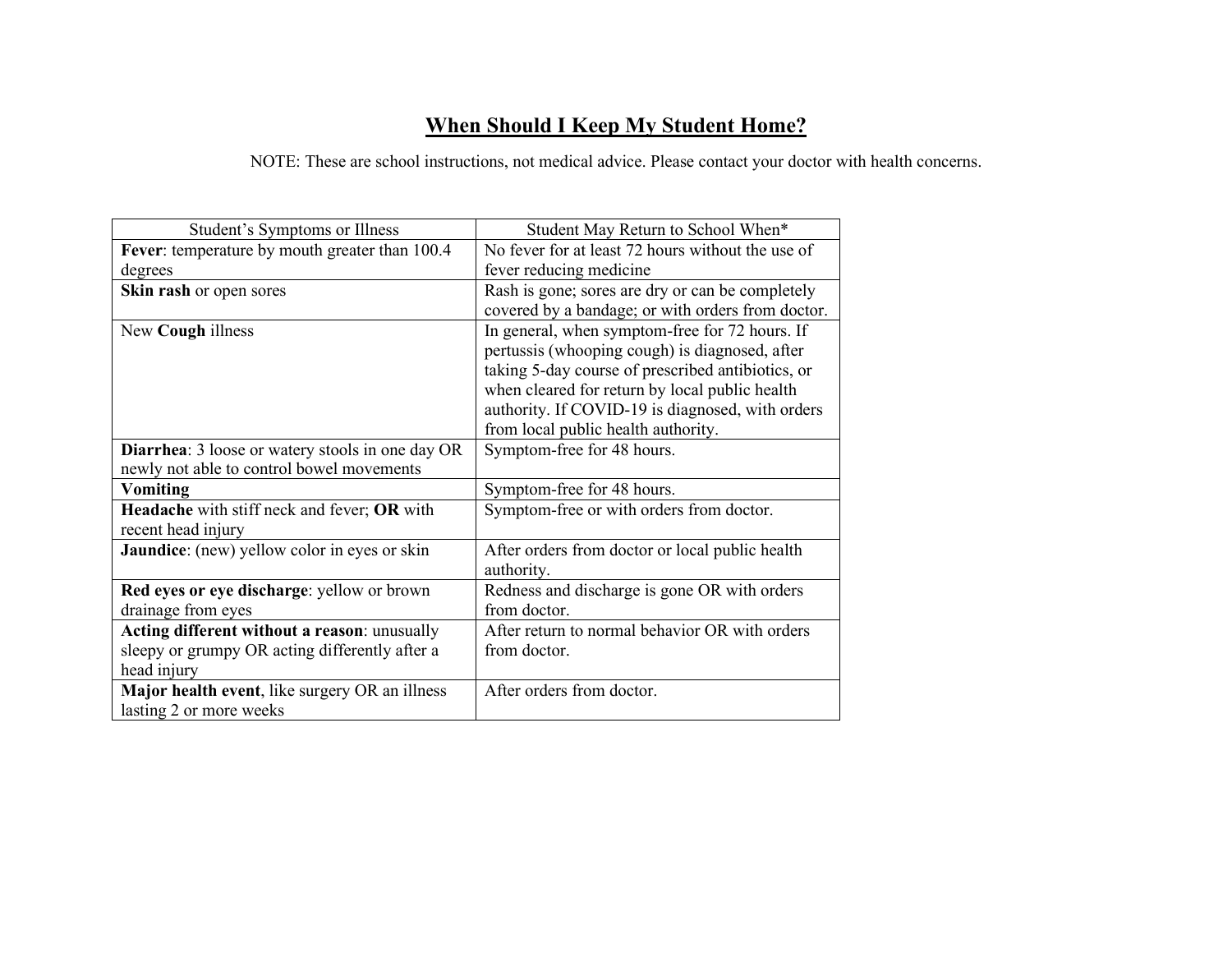## When Should I Keep My Student Home?

NOTE: These are school instructions, not medical advice. Please contact your doctor with health concerns.

| Student's Symptoms or Illness | Student May Return to School When* |
|---|---|
| **Fever**: temperature by mouth greater than 100.4 degrees | No fever for at least 72 hours without the use of fever reducing medicine |
| **Skin rash** or open sores | Rash is gone; sores are dry or can be completely covered by a bandage; or with orders from doctor. |
| New **Cough** illness | In general, when symptom-free for 72 hours. If pertussis (whooping cough) is diagnosed, after taking 5-day course of prescribed antibiotics, or when cleared for return by local public health authority. If COVID-19 is diagnosed, with orders from local public health authority. |
| **Diarrhea**: 3 loose or watery stools in one day OR newly not able to control bowel movements | Symptom-free for 48 hours. |
| **Vomiting** | Symptom-free for 48 hours. |
| **Headache** with stiff neck and fever; **OR** with recent head injury | Symptom-free or with orders from doctor. |
| **Jaundice**: (new) yellow color in eyes or skin | After orders from doctor or local public health authority. |
| **Red eyes or eye discharge**: yellow or brown drainage from eyes | Redness and discharge is gone OR with orders from doctor. |
| **Acting different without a reason**: unusually sleepy or grumpy OR acting differently after a head injury | After return to normal behavior OR with orders from doctor. |
| **Major health event**, like surgery OR an illness lasting 2 or more weeks | After orders from doctor. |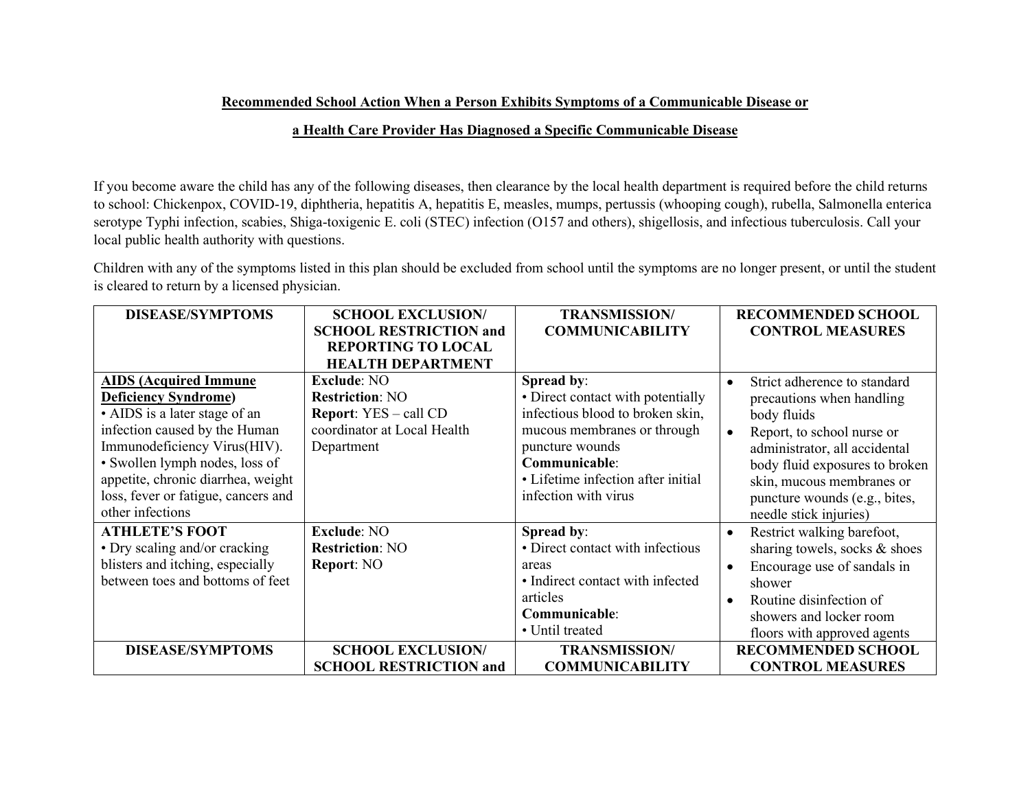**Recommended School Action When a Person Exhibits Symptoms of a Communicable Disease or**

**a Health Care Provider Has Diagnosed a Specific Communicable Disease**

If you become aware the child has any of the following diseases, then clearance by the local health department is required before the child returns to school: Chickenpox, COVID-19, diphtheria, hepatitis A, hepatitis E, measles, mumps, pertussis (whooping cough), rubella, Salmonella enterica serotype Typhi infection, scabies, Shiga-toxigenic E. coli (STEC) infection (O157 and others), shigellosis, and infectious tuberculosis. Call your local public health authority with questions.

Children with any of the symptoms listed in this plan should be excluded from school until the symptoms are no longer present, or until the student is cleared to return by a licensed physician.

| DISEASE/SYMPTOMS | SCHOOL EXCLUSION/ SCHOOL RESTRICTION and REPORTING TO LOCAL HEALTH DEPARTMENT | TRANSMISSION/ COMMUNICABILITY | RECOMMENDED SCHOOL CONTROL MEASURES |
|---|---|---|---|
| **AIDS (Acquired Immune Deficiency Syndrome)**<br>• AIDS is a later stage of an infection caused by the Human Immunodeficiency Virus(HIV).<br>• Swollen lymph nodes, loss of appetite, chronic diarrhea, weight loss, fever or fatigue, cancers and other infections | **Exclude**: NO<br>**Restriction**: NO<br>**Report**: YES – call CD coordinator at Local Health Department | **Spread by**:<br>• Direct contact with potentially infectious blood to broken skin, mucous membranes or through puncture wounds<br>**Communicable**:<br>• Lifetime infection after initial infection with virus | • Strict adherence to standard precautions when handling body fluids<br>• Report, to school nurse or administrator, all accidental body fluid exposures to broken skin, mucous membranes or puncture wounds (e.g., bites, needle stick injuries) |
| **ATHLETE'S FOOT**<br>• Dry scaling and/or cracking blisters and itching, especially between toes and bottoms of feet | **Exclude**: NO<br>**Restriction**: NO<br>**Report**: NO | **Spread by**:<br>• Direct contact with infectious areas<br>• Indirect contact with infected articles<br>**Communicable**:<br>• Until treated | • Restrict walking barefoot, sharing towels, socks & shoes<br>• Encourage use of sandals in shower<br>• Routine disinfection of showers and locker room floors with approved agents |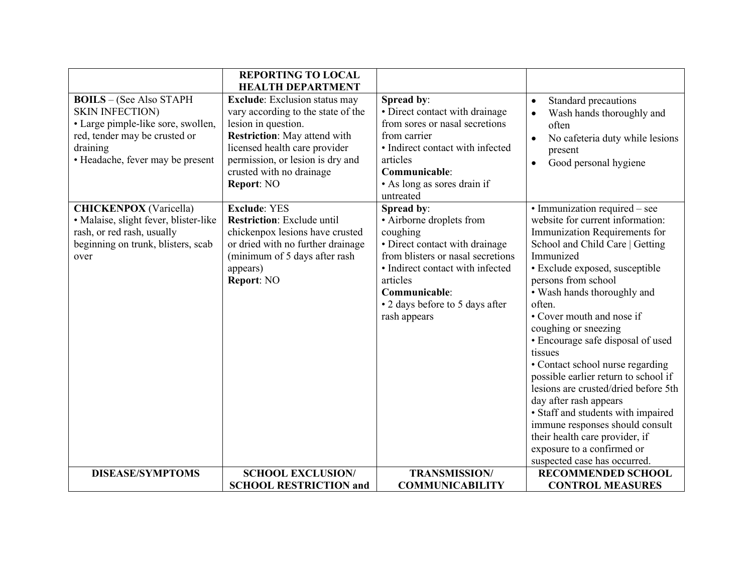| DISEASE/SYMPTOMS | SCHOOL EXCLUSION/ SCHOOL RESTRICTION and REPORTING TO LOCAL HEALTH DEPARTMENT | TRANSMISSION/ COMMUNICABILITY | RECOMMENDED SCHOOL CONTROL MEASURES |
|---|---|---|---|
| **BOILS** – (See Also STAPH SKIN INFECTION)<br>• Large pimple-like sore, swollen, red, tender may be crusted or draining<br>• Headache, fever may be present | **Exclude**: Exclusion status may vary according to the state of the lesion in question.<br>**Restriction**: May attend with licensed health care provider permission, or lesion is dry and crusted with no drainage<br>**Report**: NO | **Spread by**:<br>• Direct contact with drainage from sores or nasal secretions from carrier<br>• Indirect contact with infected articles<br>**Communicable**:<br>• As long as sores drain if untreated | • Standard precautions<br>• Wash hands thoroughly and often<br>• No cafeteria duty while lesions present<br>• Good personal hygiene |
| **CHICKENPOX** (Varicella)<br>• Malaise, slight fever, blister-like rash, or red rash, usually beginning on trunk, blisters, scab over | **Exclude**: YES<br>**Restriction**: Exclude until chickenpox lesions have crusted or dried with no further drainage (minimum of 5 days after rash appears)<br>**Report**: NO | **Spread by**:<br>• Airborne droplets from coughing<br>• Direct contact with drainage from blisters or nasal secretions<br>• Indirect contact with infected articles<br>**Communicable**:<br>• 2 days before to 5 days after rash appears | • Immunization required – see website for current information: Immunization Requirements for School and Child Care \| Getting Immunized<br>• Exclude exposed, susceptible persons from school<br>• Wash hands thoroughly and often.<br>• Cover mouth and nose if coughing or sneezing<br>• Encourage safe disposal of used tissues<br>• Contact school nurse regarding possible earlier return to school if lesions are crusted/dried before 5th day after rash appears<br>• Staff and students with impaired immune responses should consult their health care provider, if exposure to a confirmed or suspected case has occurred. |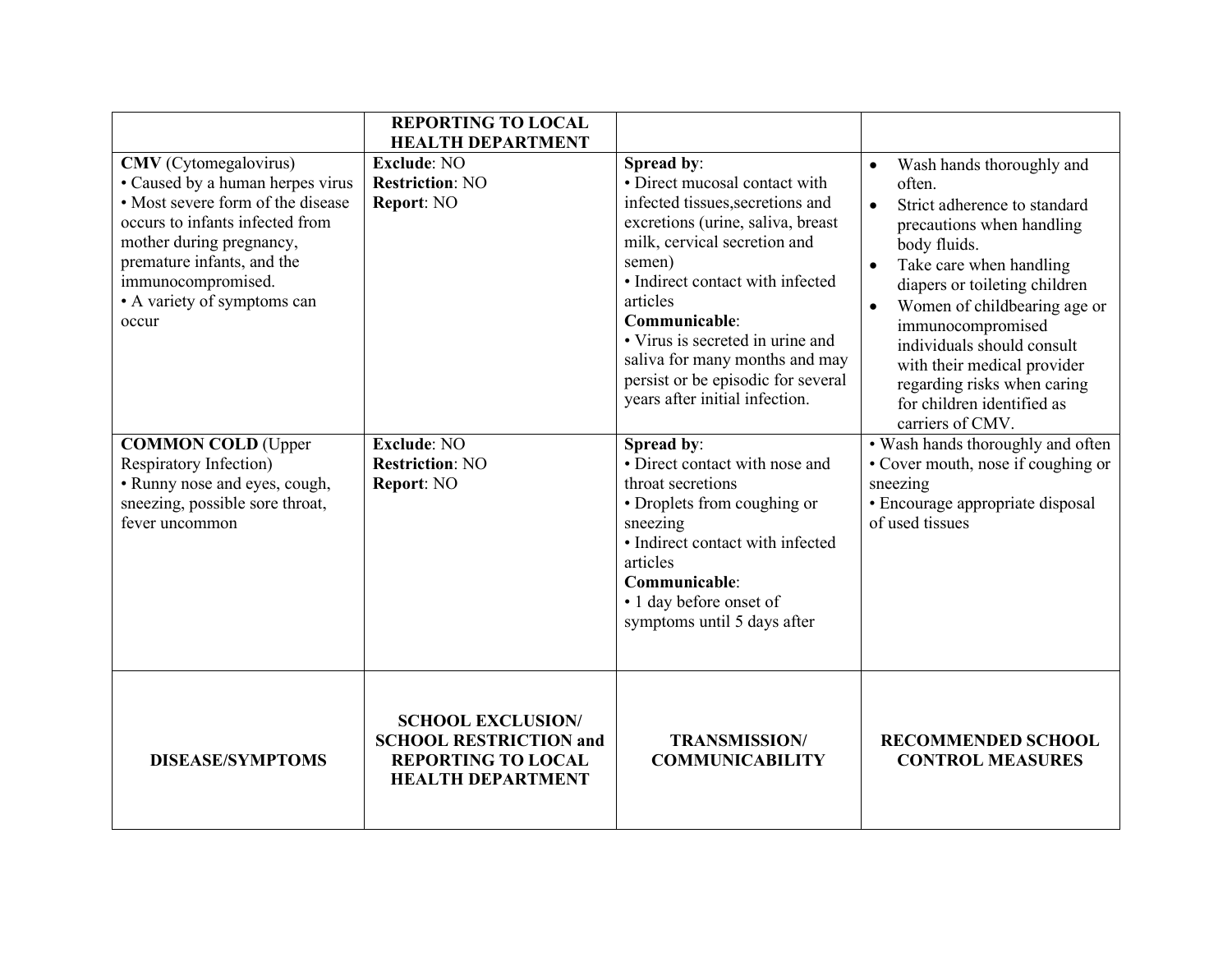| DISEASE/SYMPTOMS | SCHOOL EXCLUSION/ SCHOOL RESTRICTION and REPORTING TO LOCAL HEALTH DEPARTMENT | TRANSMISSION/ COMMUNICABILITY | RECOMMENDED SCHOOL CONTROL MEASURES |
|---|---|---|---|
| **CMV** (Cytomegalovirus)<br>• Caused by a human herpes virus<br>• Most severe form of the disease occurs to infants infected from mother during pregnancy, premature infants, and the immunocompromised.<br>• A variety of symptoms can occur | **Exclude**: NO<br>**Restriction**: NO<br>**Report**: NO | **Spread by**:<br>• Direct mucosal contact with infected tissues,secretions and excretions (urine, saliva, breast milk, cervical secretion and semen)<br>• Indirect contact with infected articles<br>**Communicable**:<br>• Virus is secreted in urine and saliva for many months and may persist or be episodic for several years after initial infection. | • Wash hands thoroughly and often.<br>• Strict adherence to standard precautions when handling body fluids.<br>• Take care when handling diapers or toileting children<br>• Women of childbearing age or immunocompromised individuals should consult with their medical provider regarding risks when caring for children identified as carriers of CMV. |
| **COMMON COLD** (Upper Respiratory Infection)<br>• Runny nose and eyes, cough, sneezing, possible sore throat, fever uncommon | **Exclude**: NO<br>**Restriction**: NO<br>**Report**: NO | **Spread by**:<br>• Direct contact with nose and throat secretions<br>• Droplets from coughing or sneezing<br>• Indirect contact with infected articles<br>**Communicable**:<br>• 1 day before onset of symptoms until 5 days after | • Wash hands thoroughly and often<br>• Cover mouth, nose if coughing or sneezing<br>• Encourage appropriate disposal of used tissues |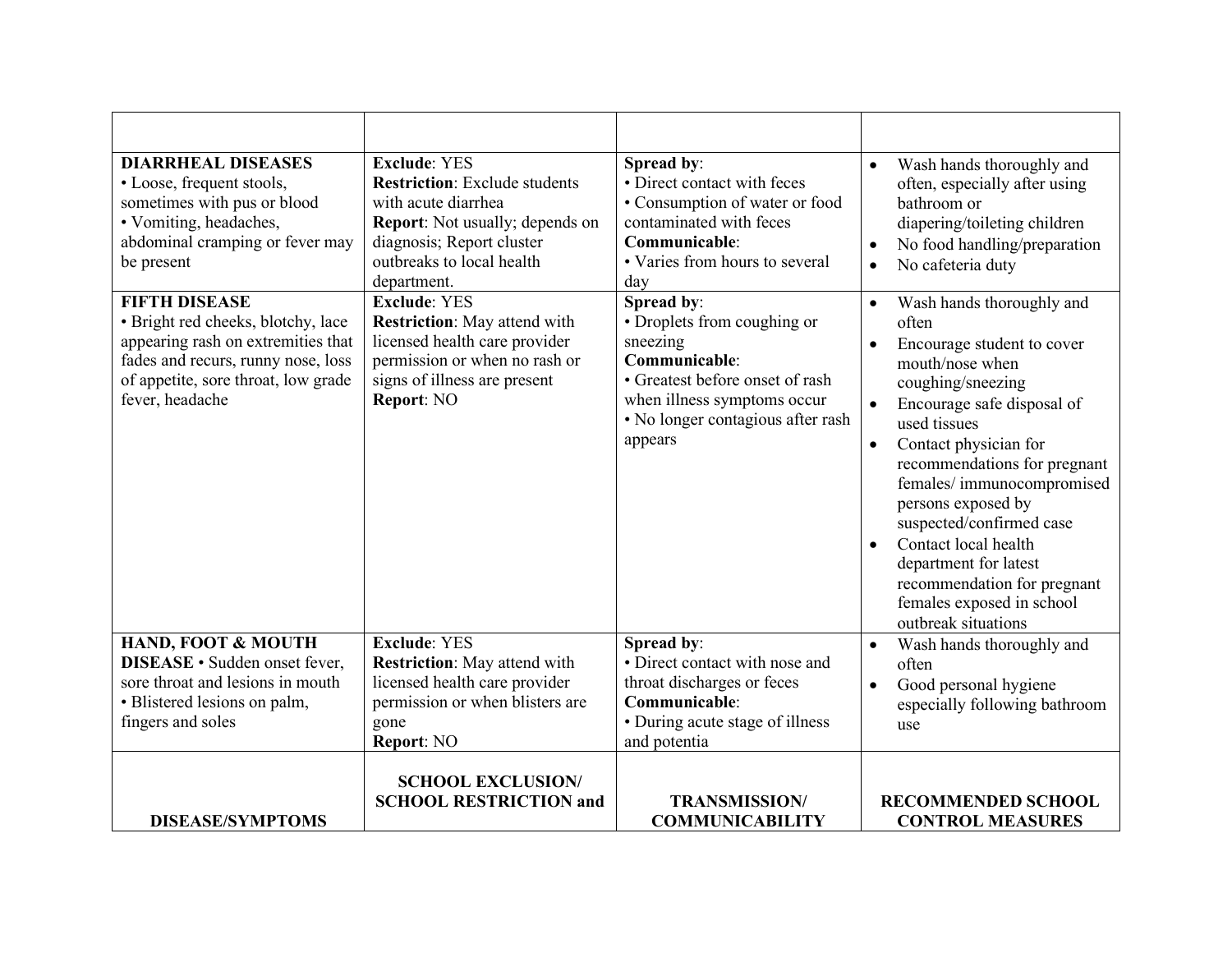| DISEASE/SYMPTOMS | SCHOOL EXCLUSION/ SCHOOL RESTRICTION and | TRANSMISSION/ COMMUNICABILITY | RECOMMENDED SCHOOL CONTROL MEASURES |
|---|---|---|---|
| | | | |
| **DIARRHEAL DISEASES** • Loose, frequent stools, sometimes with pus or blood • Vomiting, headaches, abdominal cramping or fever may be present | **Exclude**: YES **Restriction**: Exclude students with acute diarrhea **Report**: Not usually; depends on diagnosis; Report cluster outbreaks to local health department. | **Spread by**: • Direct contact with feces • Consumption of water or food contaminated with feces **Communicable**: • Varies from hours to several day | • Wash hands thoroughly and often, especially after using bathroom or diapering/toileting children • No food handling/preparation • No cafeteria duty |
| **FIFTH DISEASE** • Bright red cheeks, blotchy, lace appearing rash on extremities that fades and recurs, runny nose, loss of appetite, sore throat, low grade fever, headache | **Exclude**: YES **Restriction**: May attend with licensed health care provider permission or when no rash or signs of illness are present **Report**: NO | **Spread by**: • Droplets from coughing or sneezing **Communicable**: • Greatest before onset of rash when illness symptoms occur • No longer contagious after rash appears | • Wash hands thoroughly and often • Encourage student to cover mouth/nose when coughing/sneezing • Encourage safe disposal of used tissues • Contact physician for recommendations for pregnant females/ immunocompromised persons exposed by suspected/confirmed case • Contact local health department for latest recommendation for pregnant females exposed in school outbreak situations |
| **HAND, FOOT & MOUTH DISEASE** • Sudden onset fever, sore throat and lesions in mouth • Blistered lesions on palm, fingers and soles | **Exclude**: YES **Restriction**: May attend with licensed health care provider permission or when blisters are gone **Report**: NO | **Spread by**: • Direct contact with nose and throat discharges or feces **Communicable**: • During acute stage of illness and potentia | • Wash hands thoroughly and often • Good personal hygiene especially following bathroom use |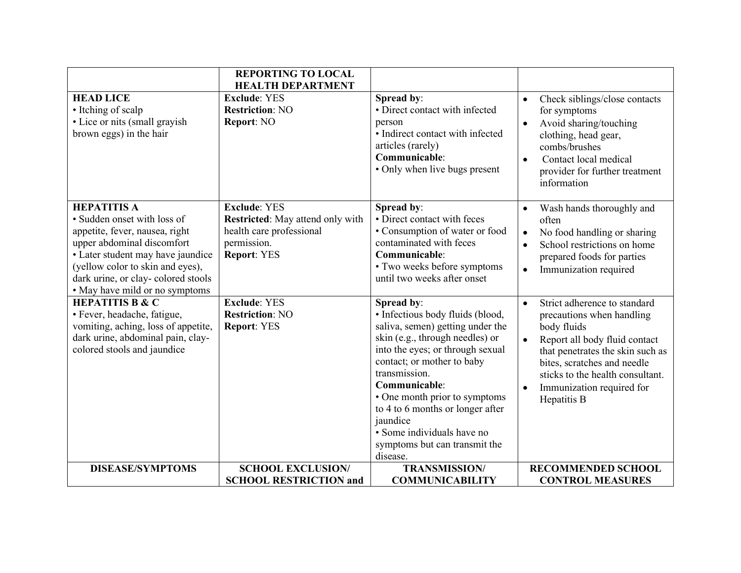| DISEASE/SYMPTOMS | SCHOOL EXCLUSION/ SCHOOL RESTRICTION and REPORTING TO LOCAL HEALTH DEPARTMENT | TRANSMISSION/ COMMUNICABILITY | RECOMMENDED SCHOOL CONTROL MEASURES |
|---|---|---|---|
| **HEAD LICE**<br>• Itching of scalp<br>• Lice or nits (small grayish brown eggs) in the hair | **Exclude**: YES<br>**Restriction**: NO<br>**Report**: NO | **Spread by**:<br>• Direct contact with infected person<br>• Indirect contact with infected articles (rarely)<br>**Communicable**:<br>• Only when live bugs present | • Check siblings/close contacts for symptoms<br>• Avoid sharing/touching clothing, head gear, combs/brushes<br>• Contact local medical provider for further treatment information |
| **HEPATITIS A**<br>• Sudden onset with loss of appetite, fever, nausea, right upper abdominal discomfort<br>• Later student may have jaundice (yellow color to skin and eyes), dark urine, or clay- colored stools<br>• May have mild or no symptoms | **Exclude**: YES<br>**Restricted**: May attend only with health care professional permission.<br>**Report**: YES | **Spread by**:<br>• Direct contact with feces<br>• Consumption of water or food contaminated with feces<br>**Communicable**:<br>• Two weeks before symptoms until two weeks after onset | • Wash hands thoroughly and often<br>• No food handling or sharing<br>• School restrictions on home prepared foods for parties<br>• Immunization required |
| **HEPATITIS B & C**<br>• Fever, headache, fatigue, vomiting, aching, loss of appetite, dark urine, abdominal pain, clay-colored stools and jaundice | **Exclude**: YES<br>**Restriction**: NO<br>**Report**: YES | **Spread by**:<br>• Infectious body fluids (blood, saliva, semen) getting under the skin (e.g., through needles) or into the eyes; or through sexual contact; or mother to baby transmission.<br>**Communicable**:<br>• One month prior to symptoms to 4 to 6 months or longer after jaundice<br>• Some individuals have no symptoms but can transmit the disease. | • Strict adherence to standard precautions when handling body fluids<br>• Report all body fluid contact that penetrates the skin such as bites, scratches and needle sticks to the health consultant.<br>• Immunization required for Hepatitis B |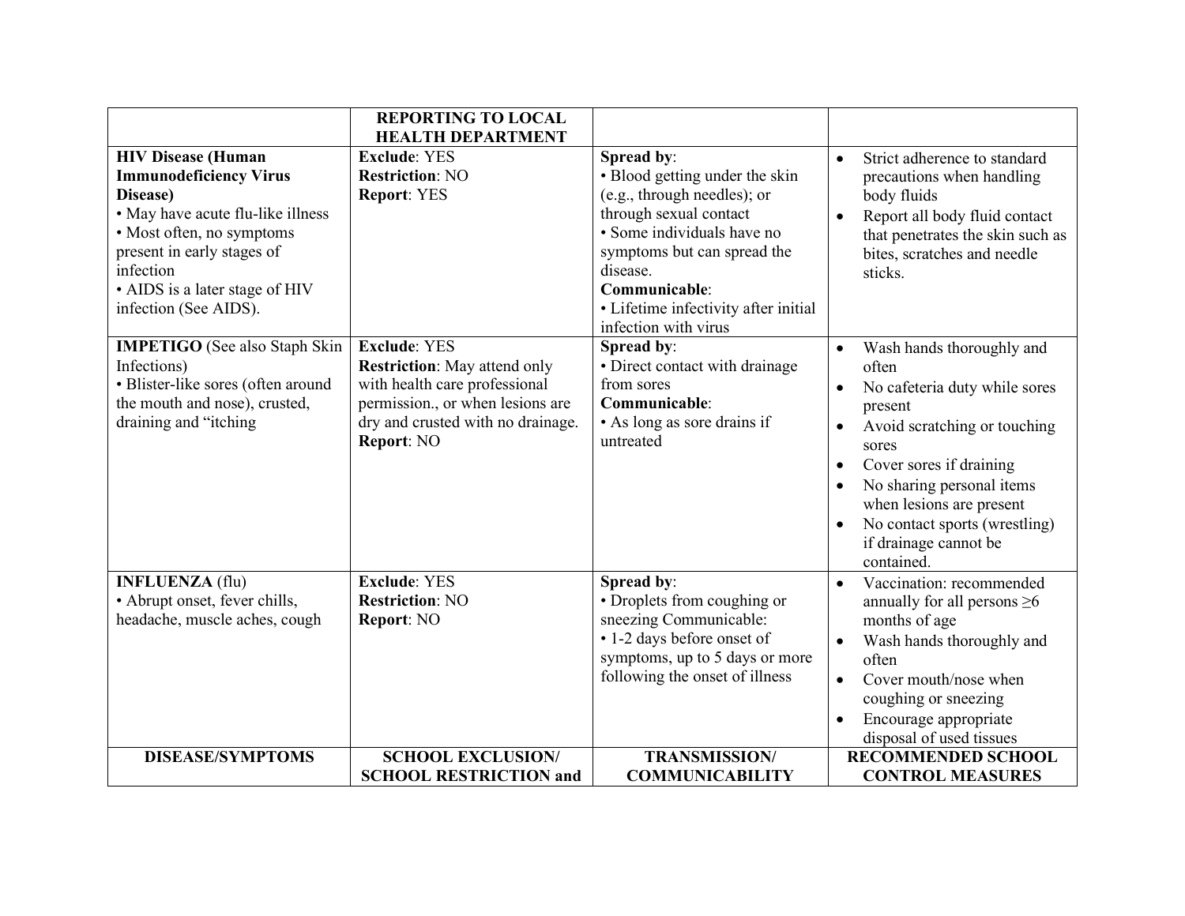| DISEASE/SYMPTOMS | SCHOOL EXCLUSION/ SCHOOL RESTRICTION and REPORTING TO LOCAL HEALTH DEPARTMENT | TRANSMISSION/ COMMUNICABILITY | RECOMMENDED SCHOOL CONTROL MEASURES |
|---|---|---|---|
| **HIV Disease (Human Immunodeficiency Virus Disease)**<br>• May have acute flu-like illness<br>• Most often, no symptoms present in early stages of infection<br>• AIDS is a later stage of HIV infection (See AIDS). | **Exclude**: YES<br>**Restriction**: NO<br>**Report**: YES | **Spread by**:<br>• Blood getting under the skin (e.g., through needles); or through sexual contact<br>• Some individuals have no symptoms but can spread the disease.<br>**Communicable**:<br>• Lifetime infectivity after initial infection with virus | • Strict adherence to standard precautions when handling body fluids<br>• Report all body fluid contact that penetrates the skin such as bites, scratches and needle sticks. |
| **IMPETIGO** (See also Staph Skin Infections)<br>• Blister-like sores (often around the mouth and nose), crusted, draining and "itching | **Exclude**: YES<br>**Restriction**: May attend only with health care professional permission., or when lesions are dry and crusted with no drainage.<br>**Report**: NO | **Spread by**:<br>• Direct contact with drainage from sores<br>**Communicable**:<br>• As long as sore drains if untreated | • Wash hands thoroughly and often<br>• No cafeteria duty while sores present<br>• Avoid scratching or touching sores<br>• Cover sores if draining<br>• No sharing personal items when lesions are present<br>• No contact sports (wrestling) if drainage cannot be contained. |
| **INFLUENZA** (flu)<br>• Abrupt onset, fever chills, headache, muscle aches, cough | **Exclude**: YES<br>**Restriction**: NO<br>**Report**: NO | **Spread by**:<br>• Droplets from coughing or sneezing Communicable:<br>• 1-2 days before onset of symptoms, up to 5 days or more following the onset of illness | • Vaccination: recommended annually for all persons ≥6 months of age<br>• Wash hands thoroughly and often<br>• Cover mouth/nose when coughing or sneezing<br>• Encourage appropriate disposal of used tissues |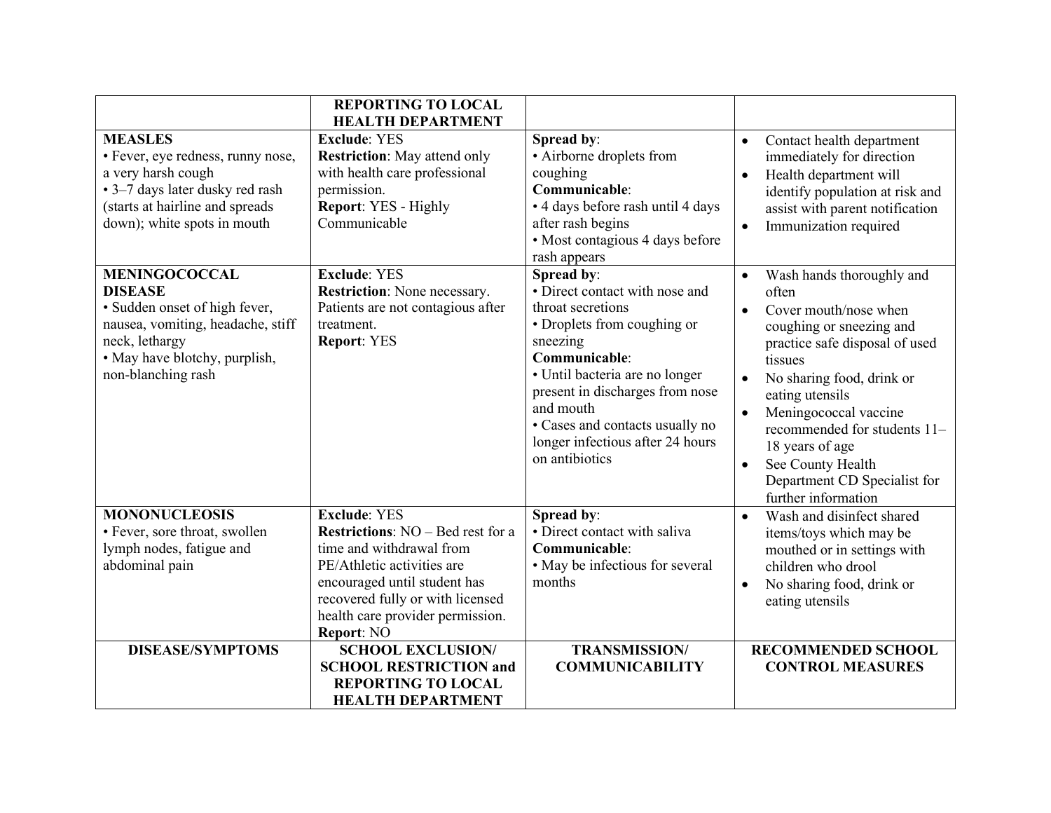| DISEASE/SYMPTOMS | SCHOOL EXCLUSION/ SCHOOL RESTRICTION and REPORTING TO LOCAL HEALTH DEPARTMENT | TRANSMISSION/ COMMUNICABILITY | RECOMMENDED SCHOOL CONTROL MEASURES |
|---|---|---|---|
| **MEASLES**<br>• Fever, eye redness, runny nose, a very harsh cough<br>• 3–7 days later dusky red rash (starts at hairline and spreads down); white spots in mouth | **Exclude**: YES<br>**Restriction**: May attend only with health care professional permission.<br>**Report**: YES - Highly Communicable | **Spread by**:<br>• Airborne droplets from coughing<br>**Communicable**:<br>• 4 days before rash until 4 days after rash begins<br>• Most contagious 4 days before rash appears | • Contact health department immediately for direction<br>• Health department will identify population at risk and assist with parent notification<br>• Immunization required |
| **MENINGOCOCCAL DISEASE**<br>• Sudden onset of high fever, nausea, vomiting, headache, stiff neck, lethargy<br>• May have blotchy, purplish, non-blanching rash | **Exclude**: YES<br>**Restriction**: None necessary. Patients are not contagious after treatment.<br>**Report**: YES | **Spread by**:<br>• Direct contact with nose and throat secretions<br>• Droplets from coughing or sneezing<br>**Communicable**:<br>• Until bacteria are no longer present in discharges from nose and mouth<br>• Cases and contacts usually no longer infectious after 24 hours on antibiotics | • Wash hands thoroughly and often<br>• Cover mouth/nose when coughing or sneezing and practice safe disposal of used tissues<br>• No sharing food, drink or eating utensils<br>• Meningococcal vaccine recommended for students 11–18 years of age<br>• See County Health Department CD Specialist for further information |
| **MONONUCLEOSIS**<br>• Fever, sore throat, swollen lymph nodes, fatigue and abdominal pain | **Exclude**: YES<br>**Restrictions**: NO – Bed rest for a time and withdrawal from PE/Athletic activities are encouraged until student has recovered fully or with licensed health care provider permission.<br>**Report**: NO | **Spread by**:<br>• Direct contact with saliva<br>**Communicable**:<br>• May be infectious for several months | • Wash and disinfect shared items/toys which may be mouthed or in settings with children who drool<br>• No sharing food, drink or eating utensils |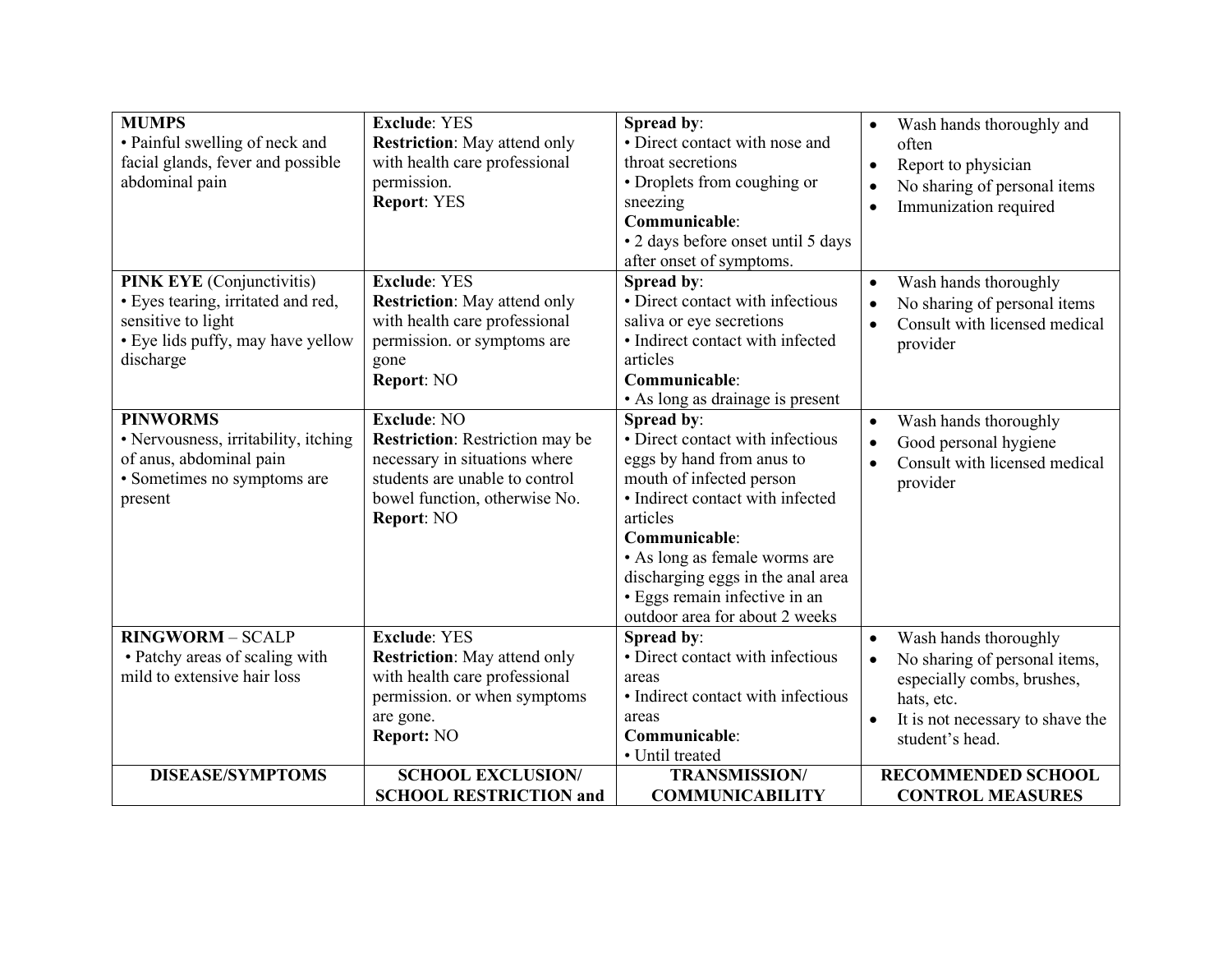| **MUMPS**<br>• Painful swelling of neck and facial glands, fever and possible abdominal pain | **Exclude**: YES<br>**Restriction**: May attend only with health care professional permission.<br>**Report**: YES | **Spread by**:<br>• Direct contact with nose and throat secretions<br>• Droplets from coughing or sneezing<br>**Communicable**:<br>• 2 days before onset until 5 days after onset of symptoms. | • Wash hands thoroughly and often<br>• Report to physician<br>• No sharing of personal items<br>• Immunization required |
|---|---|---|---|
| **PINK EYE** (Conjunctivitis)<br>• Eyes tearing, irritated and red, sensitive to light<br>• Eye lids puffy, may have yellow discharge | **Exclude**: YES<br>**Restriction**: May attend only with health care professional permission. or symptoms are gone<br>**Report**: NO | **Spread by**:<br>• Direct contact with infectious saliva or eye secretions<br>• Indirect contact with infected articles<br>**Communicable**:<br>• As long as drainage is present | • Wash hands thoroughly<br>• No sharing of personal items<br>• Consult with licensed medical provider |
| **PINWORMS**<br>• Nervousness, irritability, itching of anus, abdominal pain<br>• Sometimes no symptoms are present | **Exclude**: NO<br>**Restriction**: Restriction may be necessary in situations where students are unable to control bowel function, otherwise No.<br>**Report**: NO | **Spread by**:<br>• Direct contact with infectious eggs by hand from anus to mouth of infected person<br>• Indirect contact with infected articles<br>**Communicable**:<br>• As long as female worms are discharging eggs in the anal area<br>• Eggs remain infective in an outdoor area for about 2 weeks | • Wash hands thoroughly<br>• Good personal hygiene<br>• Consult with licensed medical provider |
| **RINGWORM** – SCALP<br>• Patchy areas of scaling with mild to extensive hair loss | **Exclude**: YES<br>**Restriction**: May attend only with health care professional permission. or when symptoms are gone.<br>**Report:** NO | **Spread by**:<br>• Direct contact with infectious areas<br>• Indirect contact with infectious areas<br>**Communicable**:<br>• Until treated | • Wash hands thoroughly<br>• No sharing of personal items, especially combs, brushes, hats, etc.<br>• It is not necessary to shave the student's head. |
| **DISEASE/SYMPTOMS** | **SCHOOL EXCLUSION/ SCHOOL RESTRICTION and** | **TRANSMISSION/ COMMUNICABILITY** | **RECOMMENDED SCHOOL CONTROL MEASURES** |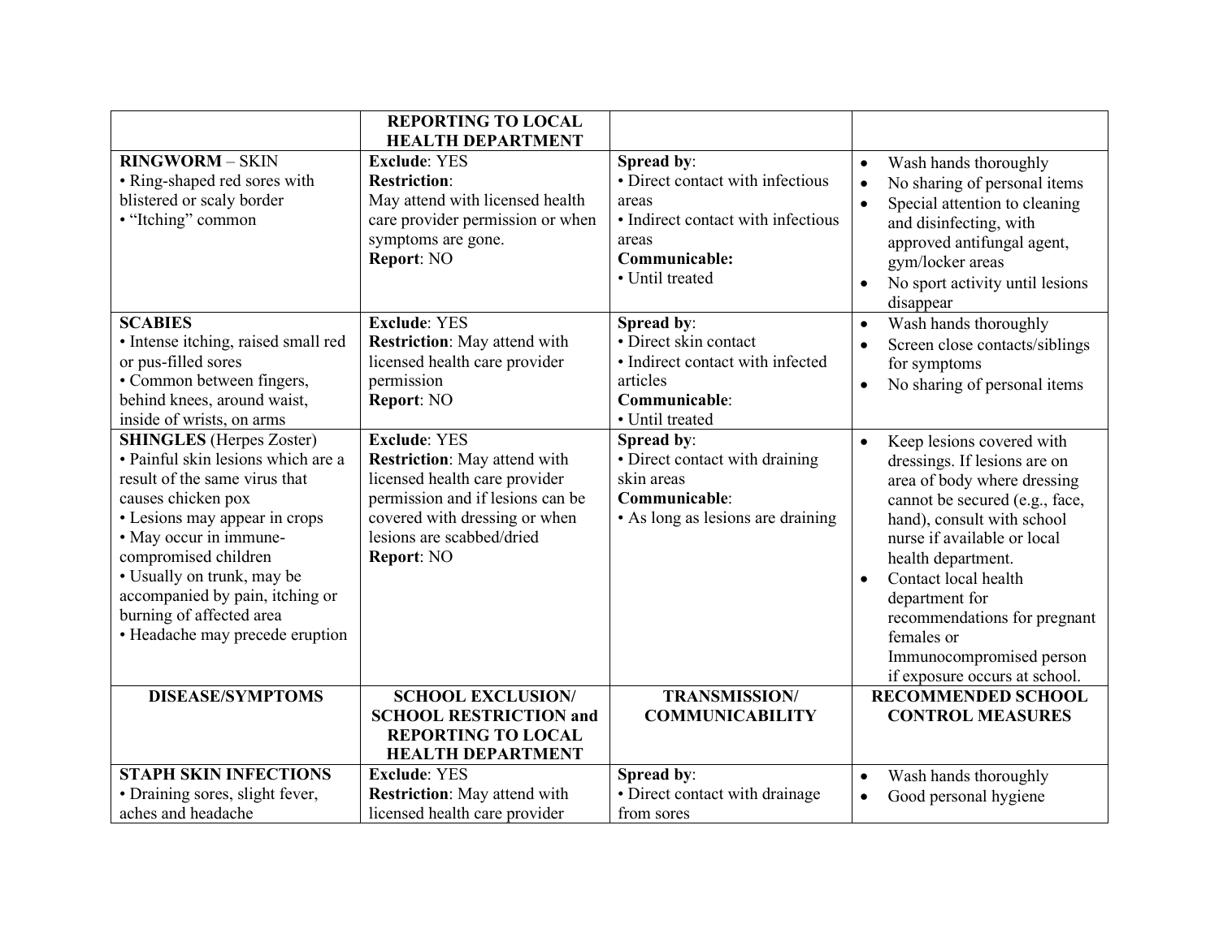| | REPORTING TO LOCAL HEALTH DEPARTMENT | | |
|---|---|---|---|
| **RINGWORM** – SKIN<br>• Ring-shaped red sores with blistered or scaly border<br>• "Itching" common | **Exclude**: YES<br>**Restriction**:<br>May attend with licensed health care provider permission or when symptoms are gone.<br>**Report**: NO | **Spread by**:<br>• Direct contact with infectious areas<br>• Indirect contact with infectious areas<br>**Communicable:**<br>• Until treated | • Wash hands thoroughly<br>• No sharing of personal items<br>• Special attention to cleaning and disinfecting, with approved antifungal agent, gym/locker areas<br>• No sport activity until lesions disappear |
| **SCABIES**<br>• Intense itching, raised small red or pus-filled sores<br>• Common between fingers, behind knees, around waist, inside of wrists, on arms | **Exclude**: YES<br>**Restriction**: May attend with licensed health care provider permission<br>**Report**: NO | **Spread by**:<br>• Direct skin contact<br>• Indirect contact with infected articles<br>**Communicable**:<br>• Until treated | • Wash hands thoroughly<br>• Screen close contacts/siblings for symptoms<br>• No sharing of personal items |
| **SHINGLES** (Herpes Zoster)<br>• Painful skin lesions which are a result of the same virus that causes chicken pox<br>• Lesions may appear in crops<br>• May occur in immune-compromised children<br>• Usually on trunk, may be accompanied by pain, itching or burning of affected area<br>• Headache may precede eruption | **Exclude**: YES<br>**Restriction**: May attend with licensed health care provider permission and if lesions can be covered with dressing or when lesions are scabbed/dried<br>**Report**: NO | **Spread by**:<br>• Direct contact with draining skin areas<br>**Communicable**:<br>• As long as lesions are draining | • Keep lesions covered with dressings. If lesions are on area of body where dressing cannot be secured (e.g., face, hand), consult with school nurse if available or local health department.<br>• Contact local health department for recommendations for pregnant females or Immunocompromised person if exposure occurs at school. |
| **DISEASE/SYMPTOMS** | **SCHOOL EXCLUSION/ SCHOOL RESTRICTION and REPORTING TO LOCAL HEALTH DEPARTMENT** | **TRANSMISSION/ COMMUNICABILITY** | **RECOMMENDED SCHOOL CONTROL MEASURES** |
| **STAPH SKIN INFECTIONS**<br>• Draining sores, slight fever, aches and headache | **Exclude**: YES<br>**Restriction**: May attend with licensed health care provider | **Spread by**:<br>• Direct contact with drainage from sores | • Wash hands thoroughly<br>• Good personal hygiene |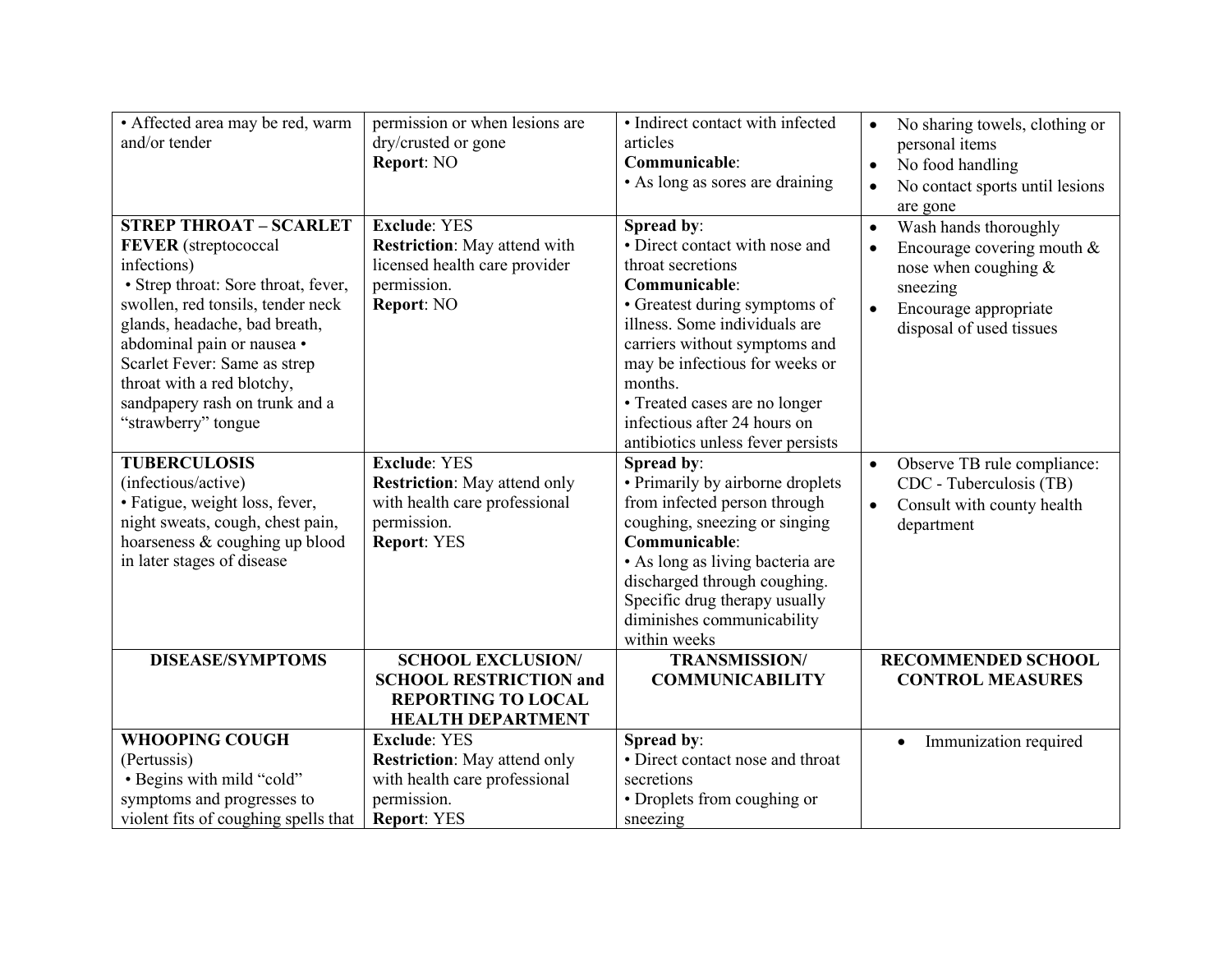| • Affected area may be red, warm and/or tender | permission or when lesions are dry/crusted or gone<br>**Report**: NO | • Indirect contact with infected articles<br>**Communicable**:<br>• As long as sores are draining | • No sharing towels, clothing or personal items<br>• No food handling<br>• No contact sports until lesions are gone |
|---|---|---|---|
| **STREP THROAT – SCARLET FEVER** (streptococcal infections)<br>• Strep throat: Sore throat, fever, swollen, red tonsils, tender neck glands, headache, bad breath, abdominal pain or nausea • Scarlet Fever: Same as strep throat with a red blotchy, sandpapery rash on trunk and a "strawberry" tongue | **Exclude**: YES<br>**Restriction**: May attend with licensed health care provider permission.<br>**Report**: NO | **Spread by**:<br>• Direct contact with nose and throat secretions<br>**Communicable**:<br>• Greatest during symptoms of illness. Some individuals are carriers without symptoms and may be infectious for weeks or months.<br>• Treated cases are no longer infectious after 24 hours on antibiotics unless fever persists | • Wash hands thoroughly<br>• Encourage covering mouth & nose when coughing & sneezing<br>• Encourage appropriate disposal of used tissues |
| **TUBERCULOSIS** (infectious/active)<br>• Fatigue, weight loss, fever, night sweats, cough, chest pain, hoarseness & coughing up blood in later stages of disease | **Exclude**: YES<br>**Restriction**: May attend only with health care professional permission.<br>**Report**: YES | **Spread by**:<br>• Primarily by airborne droplets from infected person through coughing, sneezing or singing<br>**Communicable**:<br>• As long as living bacteria are discharged through coughing. Specific drug therapy usually diminishes communicability within weeks | • Observe TB rule compliance: CDC - Tuberculosis (TB)<br>• Consult with county health department |
| **DISEASE/SYMPTOMS** | **SCHOOL EXCLUSION/ SCHOOL RESTRICTION and REPORTING TO LOCAL HEALTH DEPARTMENT** | **TRANSMISSION/ COMMUNICABILITY** | **RECOMMENDED SCHOOL CONTROL MEASURES** |
| **WHOOPING COUGH** (Pertussis)<br>• Begins with mild "cold" symptoms and progresses to violent fits of coughing spells that | **Exclude**: YES<br>**Restriction**: May attend only with health care professional permission.<br>**Report**: YES | **Spread by**:<br>• Direct contact nose and throat secretions<br>• Droplets from coughing or sneezing | • Immunization required |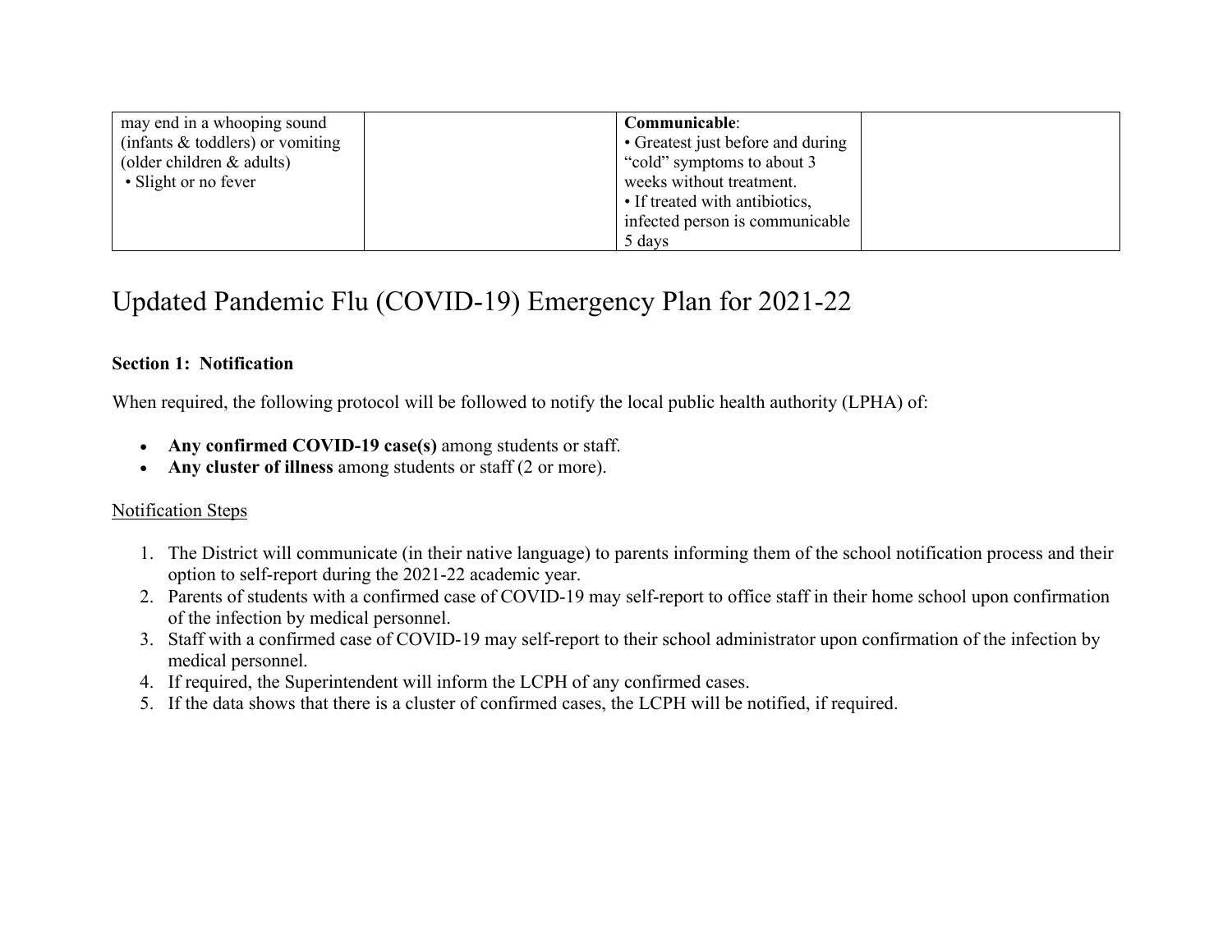| | | | |
|---|---|---|---|
| may end in a whooping sound (infants & toddlers) or vomiting (older children & adults)<br>• Slight or no fever | | **Communicable**:<br>• Greatest just before and during "cold" symptoms to about 3 weeks without treatment.<br>• If treated with antibiotics, infected person is communicable 5 days | |

# Updated Pandemic Flu (COVID-19) Emergency Plan for 2021-22

**Section 1: Notification**

When required, the following protocol will be followed to notify the local public health authority (LPHA) of:

- **Any confirmed COVID-19 case(s)** among students or staff.
- **Any cluster of illness** among students or staff (2 or more).

Notification Steps

1. The District will communicate (in their native language) to parents informing them of the school notification process and their option to self-report during the 2021-22 academic year.
2. Parents of students with a confirmed case of COVID-19 may self-report to office staff in their home school upon confirmation of the infection by medical personnel.
3. Staff with a confirmed case of COVID-19 may self-report to their school administrator upon confirmation of the infection by medical personnel.
4. If required, the Superintendent will inform the LCPH of any confirmed cases.
5. If the data shows that there is a cluster of confirmed cases, the LCPH will be notified, if required.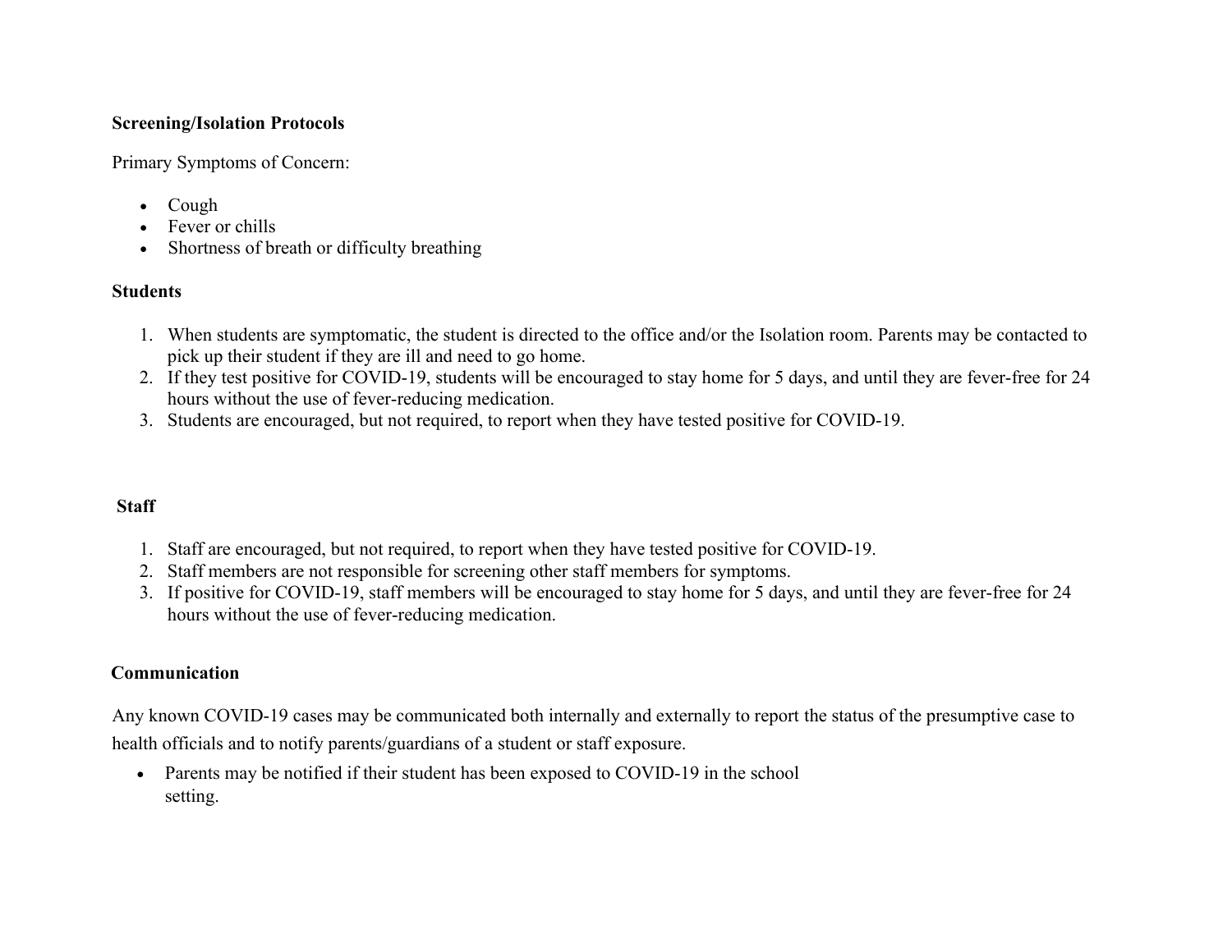**Screening/Isolation Protocols**

Primary Symptoms of Concern:

- Cough
- Fever or chills
- Shortness of breath or difficulty breathing

**Students**

1. When students are symptomatic, the student is directed to the office and/or the Isolation room. Parents may be contacted to pick up their student if they are ill and need to go home.
2. If they test positive for COVID-19, students will be encouraged to stay home for 5 days, and until they are fever-free for 24 hours without the use of fever-reducing medication.
3. Students are encouraged, but not required, to report when they have tested positive for COVID-19.

**Staff**

1. Staff are encouraged, but not required, to report when they have tested positive for COVID-19.
2. Staff members are not responsible for screening other staff members for symptoms.
3. If positive for COVID-19, staff members will be encouraged to stay home for 5 days, and until they are fever-free for 24 hours without the use of fever-reducing medication.

**Communication**

Any known COVID-19 cases may be communicated both internally and externally to report the status of the presumptive case to health officials and to notify parents/guardians of a student or staff exposure.

- Parents may be notified if their student has been exposed to COVID-19 in the school setting.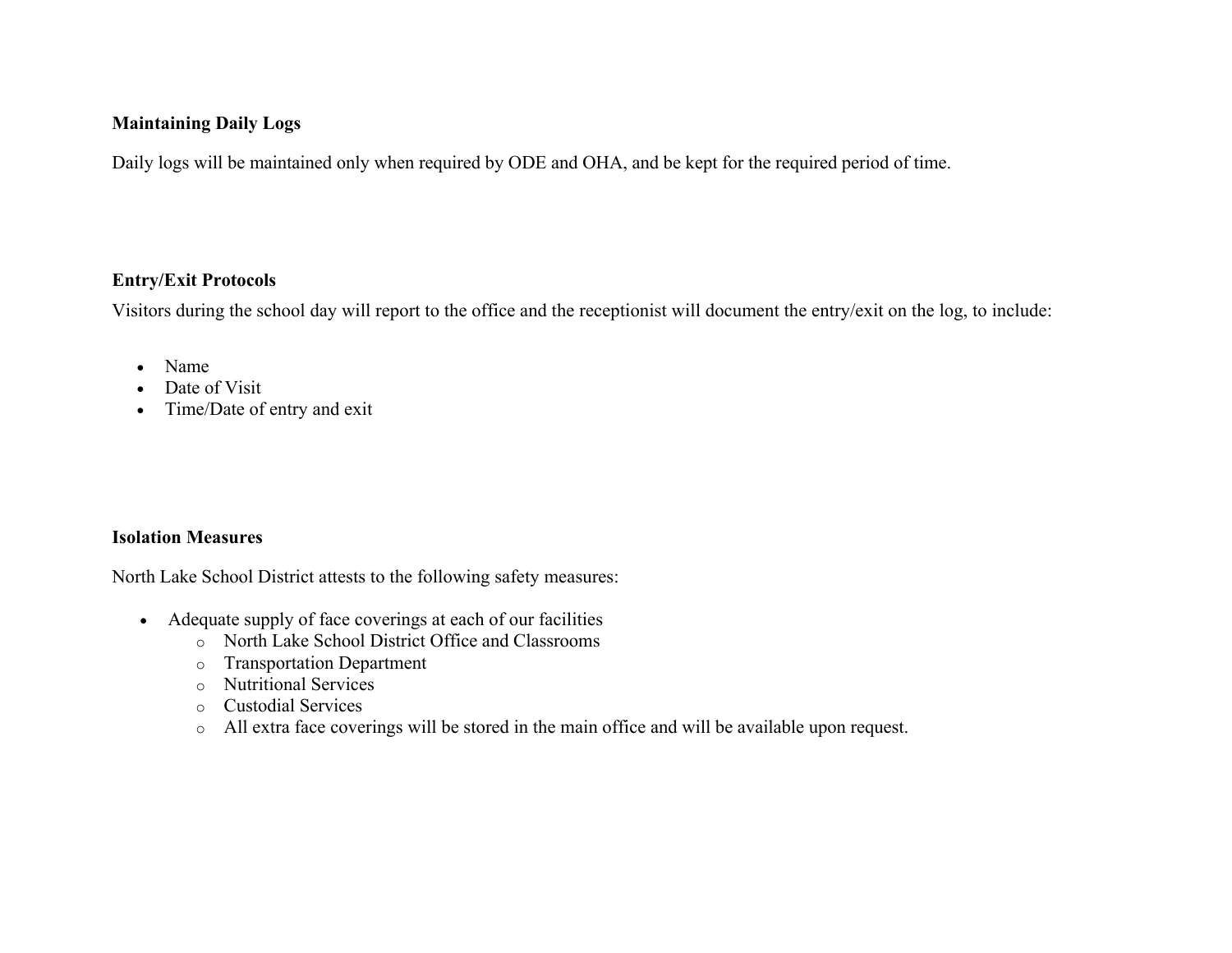**Maintaining Daily Logs**

Daily logs will be maintained only when required by ODE and OHA, and be kept for the required period of time.

**Entry/Exit Protocols**

Visitors during the school day will report to the office and the receptionist will document the entry/exit on the log, to include:

- Name
- Date of Visit
- Time/Date of entry and exit

**Isolation Measures**

North Lake School District attests to the following safety measures:

- Adequate supply of face coverings at each of our facilities
  - North Lake School District Office and Classrooms
  - Transportation Department
  - Nutritional Services
  - Custodial Services
  - All extra face coverings will be stored in the main office and will be available upon request.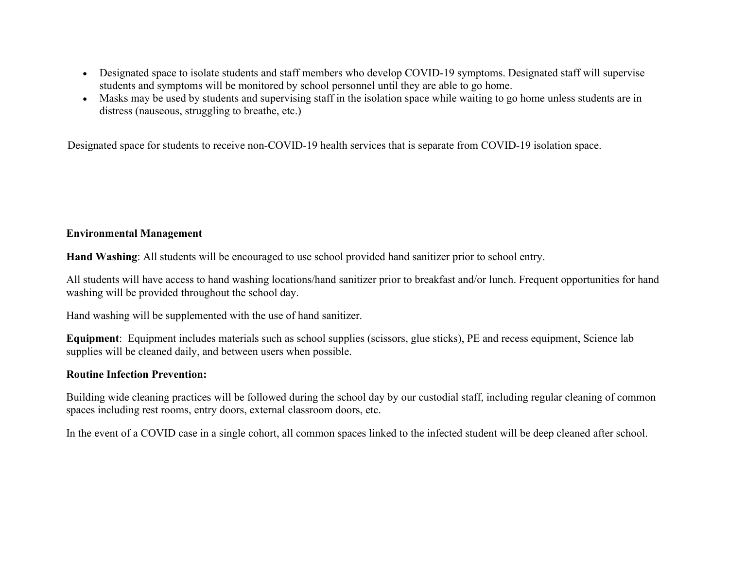- Designated space to isolate students and staff members who develop COVID-19 symptoms. Designated staff will supervise students and symptoms will be monitored by school personnel until they are able to go home.
- Masks may be used by students and supervising staff in the isolation space while waiting to go home unless students are in distress (nauseous, struggling to breathe, etc.)

Designated space for students to receive non-COVID-19 health services that is separate from COVID-19 isolation space.

**Environmental Management**

**Hand Washing**: All students will be encouraged to use school provided hand sanitizer prior to school entry.

All students will have access to hand washing locations/hand sanitizer prior to breakfast and/or lunch. Frequent opportunities for hand washing will be provided throughout the school day.

Hand washing will be supplemented with the use of hand sanitizer.

**Equipment**: Equipment includes materials such as school supplies (scissors, glue sticks), PE and recess equipment, Science lab supplies will be cleaned daily, and between users when possible.

**Routine Infection Prevention:**

Building wide cleaning practices will be followed during the school day by our custodial staff, including regular cleaning of common spaces including rest rooms, entry doors, external classroom doors, etc.

In the event of a COVID case in a single cohort, all common spaces linked to the infected student will be deep cleaned after school.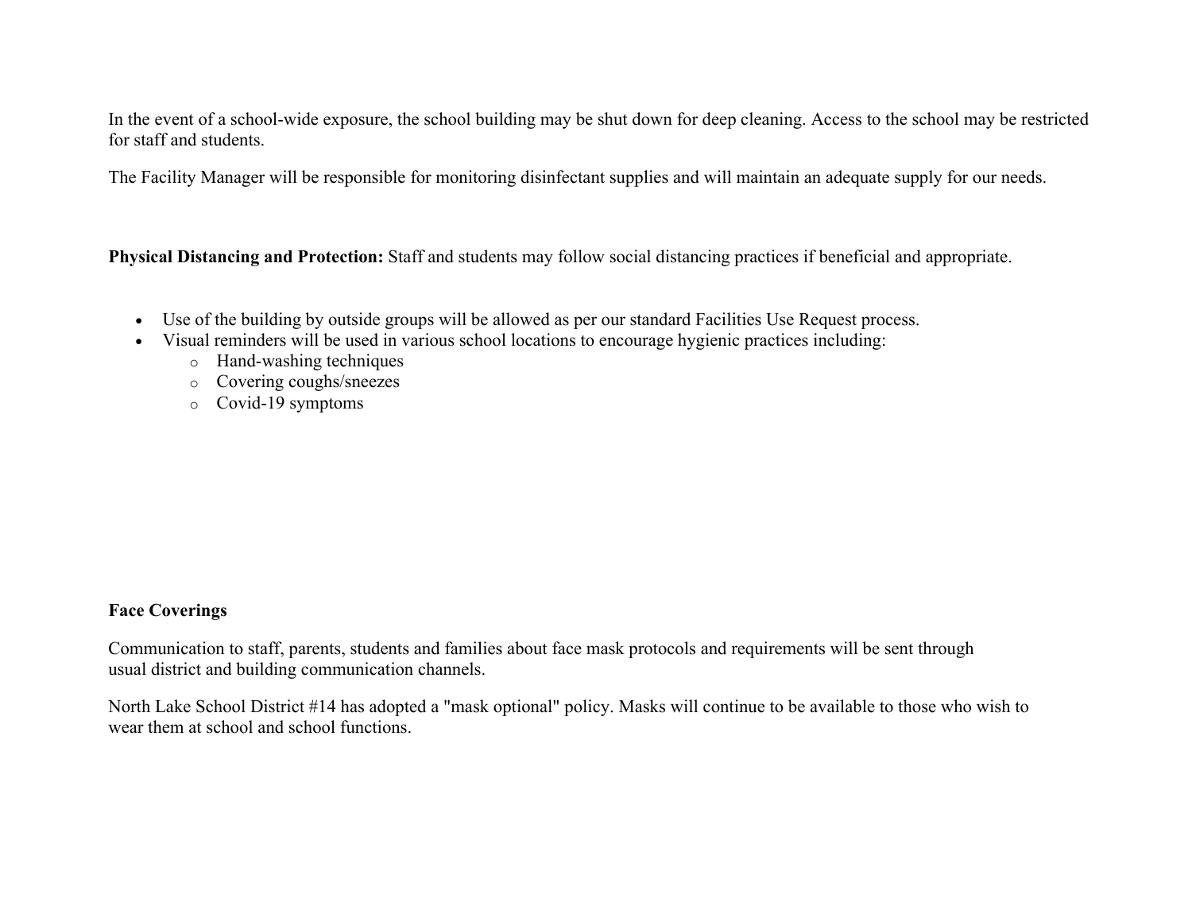In the event of a school-wide exposure, the school building may be shut down for deep cleaning. Access to the school may be restricted for staff and students.

The Facility Manager will be responsible for monitoring disinfectant supplies and will maintain an adequate supply for our needs.

**Physical Distancing and Protection:** Staff and students may follow social distancing practices if beneficial and appropriate.

- Use of the building by outside groups will be allowed as per our standard Facilities Use Request process.
- Visual reminders will be used in various school locations to encourage hygienic practices including:
  - Hand-washing techniques
  - Covering coughs/sneezes
  - Covid-19 symptoms

**Face Coverings**

Communication to staff, parents, students and families about face mask protocols and requirements will be sent through usual district and building communication channels.

North Lake School District #14 has adopted a "mask optional" policy. Masks will continue to be available to those who wish to wear them at school and school functions.